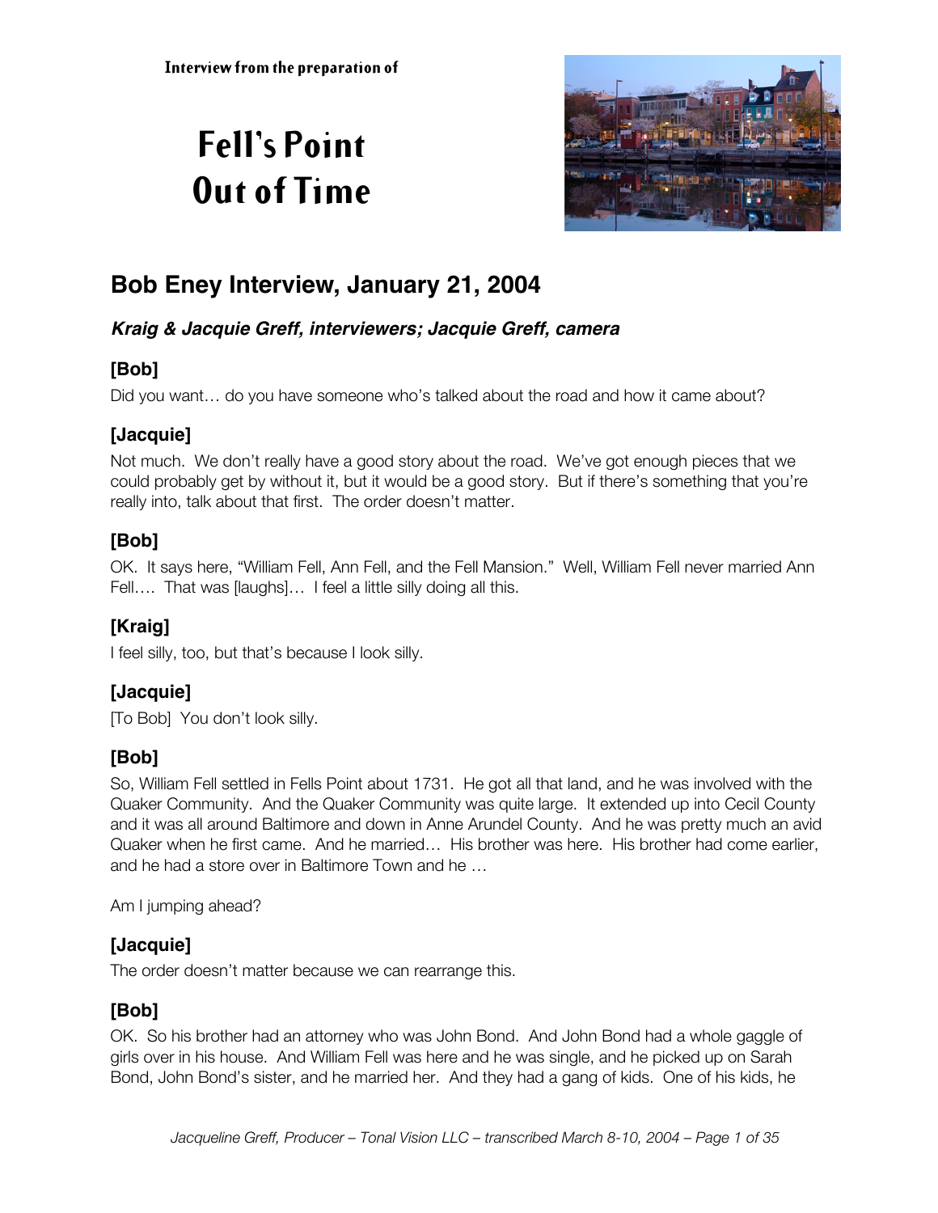Interview from the preparation of

# Fell's Point Out of Time

## Bob Eney Interview, January 21, 2004

### *Kraig & Jacquie Greff, interviewers; Jacquie Greff, camera*

### [Bob]

Did you want… do you have someone who's talked about the road and how it came about?

### [Jacquie]

Not much. We don't really have a good story about the road. We've got enough pieces that we could probably get by without it, but it would be a good story. But if there's something that you're really into, talk about that first. The order doesn't matter.

### [Bob]

OK. It says here, "William Fell, Ann Fell, and the Fell Mansion." Well, William Fell never married Ann Fell…. That was [laughs]… I feel a little silly doing all this.

### [Kraig]

I feel silly, too, but that's because I look silly.

### [Jacquie]

[To Bob] You don't look silly.

### [Bob]

So, William Fell settled in Fells Point about 1731. He got all that land, and he was involved with the Quaker Community. And the Quaker Community was quite large. It extended up into Cecil County and it was all around Baltimore and down in Anne Arundel County. And he was pretty much an avid Quaker when he first came. And he married… His brother was here. His brother had come earlier, and he had a store over in Baltimore Town and he …

Am I jumping ahead?

### [Jacquie]

The order doesn't matter because we can rearrange this.

### [Bob]

OK. So his brother had an attorney who was John Bond. And John Bond had a whole gaggle of girls over in his house. And William Fell was here and he was single, and he picked up on Sarah Bond, John Bond's sister, and he married her. And they had a gang of kids. One of his kids, he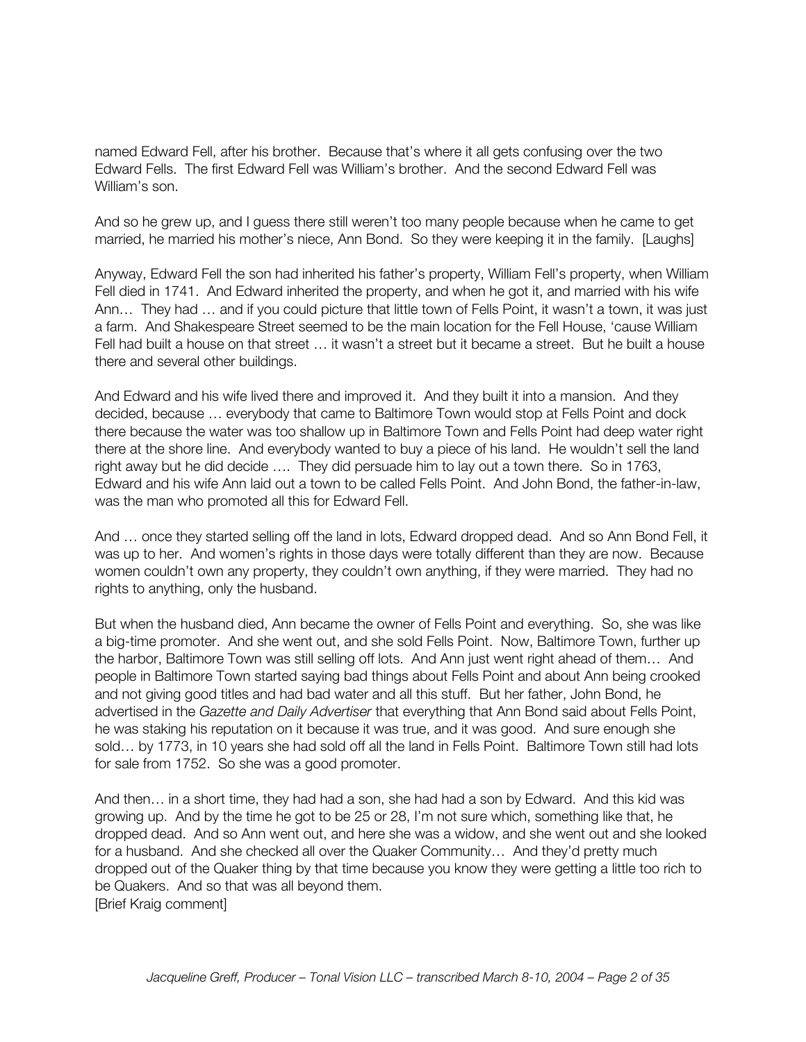named Edward Fell, after his brother. Because that's where it all gets confusing over the two Edward Fells. The first Edward Fell was William's brother. And the second Edward Fell was William's son.

And so he grew up, and I guess there still weren't too many people because when he came to get married, he married his mother's niece, Ann Bond. So they were keeping it in the family. [Laughs]

Anyway, Edward Fell the son had inherited his father's property, William Fell's property, when William Fell died in 1741. And Edward inherited the property, and when he got it, and married with his wife Ann… They had … and if you could picture that little town of Fells Point, it wasn't a town, it was just a farm. And Shakespeare Street seemed to be the main location for the Fell House, 'cause William Fell had built a house on that street … it wasn't a street but it became a street. But he built a house there and several other buildings.

And Edward and his wife lived there and improved it. And they built it into a mansion. And they decided, because … everybody that came to Baltimore Town would stop at Fells Point and dock there because the water was too shallow up in Baltimore Town and Fells Point had deep water right there at the shore line. And everybody wanted to buy a piece of his land. He wouldn't sell the land right away but he did decide …. They did persuade him to lay out a town there. So in 1763, Edward and his wife Ann laid out a town to be called Fells Point. And John Bond, the father-in-law, was the man who promoted all this for Edward Fell.

And … once they started selling off the land in lots, Edward dropped dead. And so Ann Bond Fell, it was up to her. And women's rights in those days were totally different than they are now. Because women couldn't own any property, they couldn't own anything, if they were married. They had no rights to anything, only the husband.

But when the husband died, Ann became the owner of Fells Point and everything. So, she was like a big-time promoter. And she went out, and she sold Fells Point. Now, Baltimore Town, further up the harbor, Baltimore Town was still selling off lots. And Ann just went right ahead of them… And people in Baltimore Town started saying bad things about Fells Point and about Ann being crooked and not giving good titles and had bad water and all this stuff. But her father, John Bond, he advertised in the *Gazette and Daily Advertiser* that everything that Ann Bond said about Fells Point, he was staking his reputation on it because it was true, and it was good. And sure enough she sold… by 1773, in 10 years she had sold off all the land in Fells Point. Baltimore Town still had lots for sale from 1752. So she was a good promoter.

And then… in a short time, they had had a son, she had had a son by Edward. And this kid was growing up. And by the time he got to be 25 or 28, I'm not sure which, something like that, he dropped dead. And so Ann went out, and here she was a widow, and she went out and she looked for a husband. And she checked all over the Quaker Community… And they'd pretty much dropped out of the Quaker thing by that time because you know they were getting a little too rich to be Quakers. And so that was all beyond them.
[Brief Kraig comment]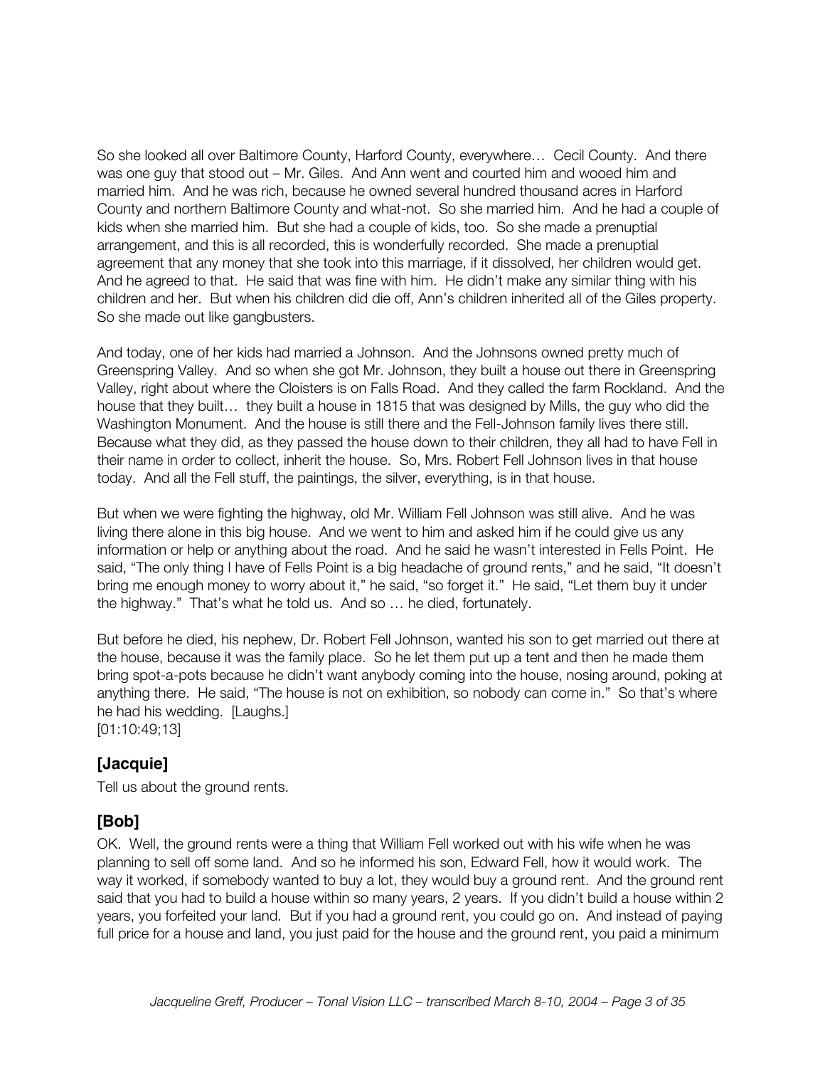So she looked all over Baltimore County, Harford County, everywhere… Cecil County. And there was one guy that stood out – Mr. Giles. And Ann went and courted him and wooed him and married him. And he was rich, because he owned several hundred thousand acres in Harford County and northern Baltimore County and what-not. So she married him. And he had a couple of kids when she married him. But she had a couple of kids, too. So she made a prenuptial arrangement, and this is all recorded, this is wonderfully recorded. She made a prenuptial agreement that any money that she took into this marriage, if it dissolved, her children would get. And he agreed to that. He said that was fine with him. He didn't make any similar thing with his children and her. But when his children did die off, Ann's children inherited all of the Giles property. So she made out like gangbusters.

And today, one of her kids had married a Johnson. And the Johnsons owned pretty much of Greenspring Valley. And so when she got Mr. Johnson, they built a house out there in Greenspring Valley, right about where the Cloisters is on Falls Road. And they called the farm Rockland. And the house that they built… they built a house in 1815 that was designed by Mills, the guy who did the Washington Monument. And the house is still there and the Fell-Johnson family lives there still. Because what they did, as they passed the house down to their children, they all had to have Fell in their name in order to collect, inherit the house. So, Mrs. Robert Fell Johnson lives in that house today. And all the Fell stuff, the paintings, the silver, everything, is in that house.

But when we were fighting the highway, old Mr. William Fell Johnson was still alive. And he was living there alone in this big house. And we went to him and asked him if he could give us any information or help or anything about the road. And he said he wasn't interested in Fells Point. He said, "The only thing I have of Fells Point is a big headache of ground rents," and he said, "It doesn't bring me enough money to worry about it," he said, "so forget it." He said, "Let them buy it under the highway." That's what he told us. And so … he died, fortunately.

But before he died, his nephew, Dr. Robert Fell Johnson, wanted his son to get married out there at the house, because it was the family place. So he let them put up a tent and then he made them bring spot-a-pots because he didn't want anybody coming into the house, nosing around, poking at anything there. He said, "The house is not on exhibition, so nobody can come in." So that's where he had his wedding. [Laughs.]
[01:10:49;13]

## [Jacquie]

Tell us about the ground rents.

## [Bob]

OK. Well, the ground rents were a thing that William Fell worked out with his wife when he was planning to sell off some land. And so he informed his son, Edward Fell, how it would work. The way it worked, if somebody wanted to buy a lot, they would buy a ground rent. And the ground rent said that you had to build a house within so many years, 2 years. If you didn't build a house within 2 years, you forfeited your land. But if you had a ground rent, you could go on. And instead of paying full price for a house and land, you just paid for the house and the ground rent, you paid a minimum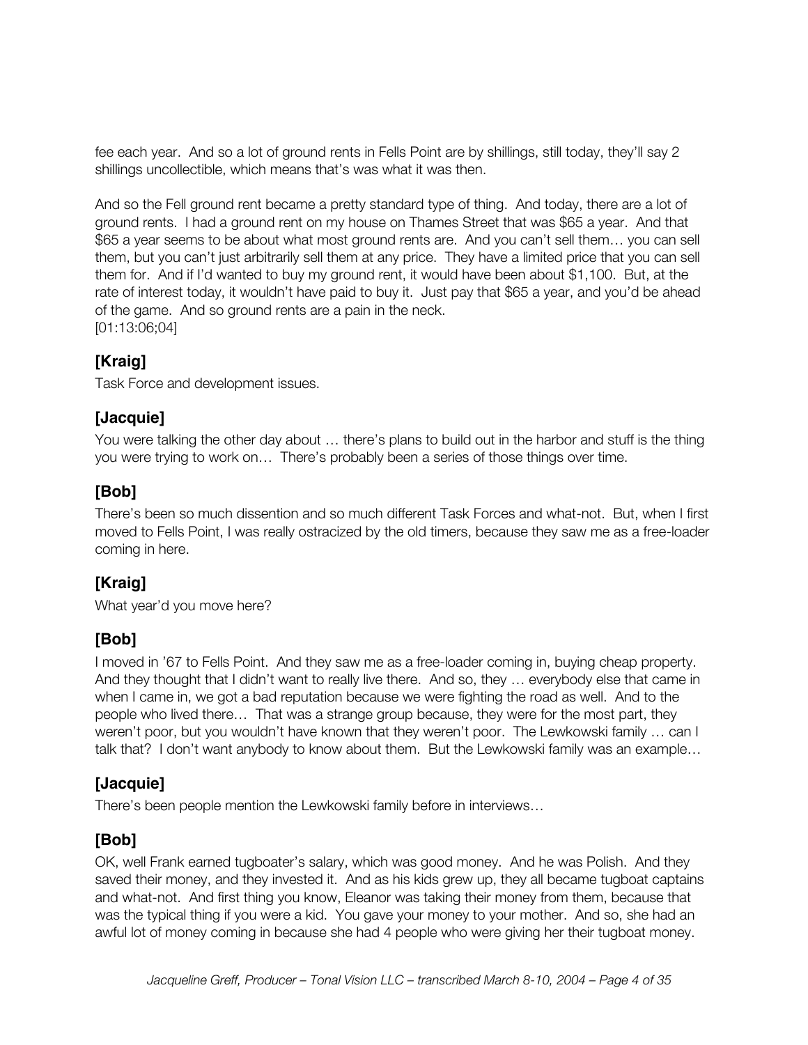fee each year. And so a lot of ground rents in Fells Point are by shillings, still today, they'll say 2 shillings uncollectible, which means that's was what it was then.

And so the Fell ground rent became a pretty standard type of thing. And today, there are a lot of ground rents. I had a ground rent on my house on Thames Street that was $65 a year. And that $65 a year seems to be about what most ground rents are. And you can't sell them… you can sell them, but you can't just arbitrarily sell them at any price. They have a limited price that you can sell them for. And if I'd wanted to buy my ground rent, it would have been about $1,100. But, at the rate of interest today, it wouldn't have paid to buy it. Just pay that $65 a year, and you'd be ahead of the game. And so ground rents are a pain in the neck.
[01:13:06;04]

### [Kraig]

Task Force and development issues.

### [Jacquie]

You were talking the other day about … there's plans to build out in the harbor and stuff is the thing you were trying to work on… There's probably been a series of those things over time.

### [Bob]

There's been so much dissention and so much different Task Forces and what-not. But, when I first moved to Fells Point, I was really ostracized by the old timers, because they saw me as a free-loader coming in here.

### [Kraig]

What year'd you move here?

### [Bob]

I moved in '67 to Fells Point. And they saw me as a free-loader coming in, buying cheap property. And they thought that I didn't want to really live there. And so, they … everybody else that came in when I came in, we got a bad reputation because we were fighting the road as well. And to the people who lived there… That was a strange group because, they were for the most part, they weren't poor, but you wouldn't have known that they weren't poor. The Lewkowski family … can I talk that? I don't want anybody to know about them. But the Lewkowski family was an example…

### [Jacquie]

There's been people mention the Lewkowski family before in interviews…

### [Bob]

OK, well Frank earned tugboater's salary, which was good money. And he was Polish. And they saved their money, and they invested it. And as his kids grew up, they all became tugboat captains and what-not. And first thing you know, Eleanor was taking their money from them, because that was the typical thing if you were a kid. You gave your money to your mother. And so, she had an awful lot of money coming in because she had 4 people who were giving her their tugboat money.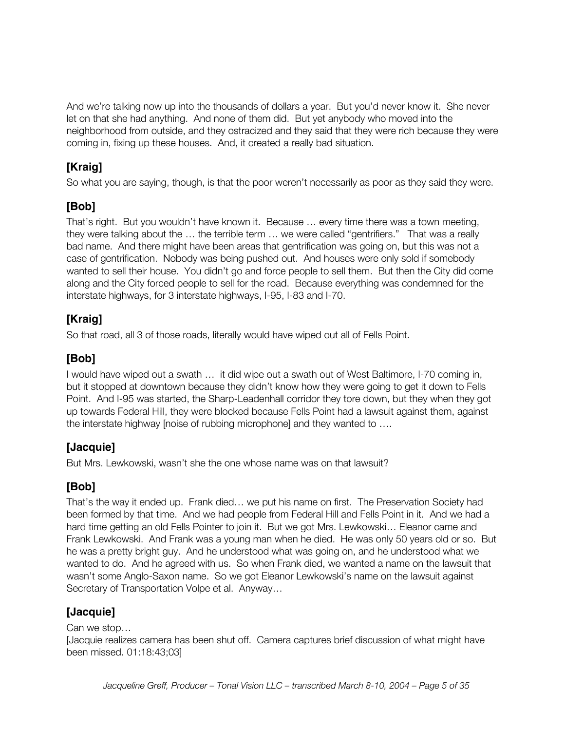And we're talking now up into the thousands of dollars a year. But you'd never know it. She never let on that she had anything. And none of them did. But yet anybody who moved into the neighborhood from outside, and they ostracized and they said that they were rich because they were coming in, fixing up these houses. And, it created a really bad situation.

## [Kraig]

So what you are saying, though, is that the poor weren't necessarily as poor as they said they were.

## [Bob]

That's right. But you wouldn't have known it. Because … every time there was a town meeting, they were talking about the … the terrible term … we were called "gentrifiers." That was a really bad name. And there might have been areas that gentrification was going on, but this was not a case of gentrification. Nobody was being pushed out. And houses were only sold if somebody wanted to sell their house. You didn't go and force people to sell them. But then the City did come along and the City forced people to sell for the road. Because everything was condemned for the interstate highways, for 3 interstate highways, I-95, I-83 and I-70.

## [Kraig]

So that road, all 3 of those roads, literally would have wiped out all of Fells Point.

## [Bob]

I would have wiped out a swath … it did wipe out a swath out of West Baltimore, I-70 coming in, but it stopped at downtown because they didn't know how they were going to get it down to Fells Point. And I-95 was started, the Sharp-Leadenhall corridor they tore down, but they when they got up towards Federal Hill, they were blocked because Fells Point had a lawsuit against them, against the interstate highway [noise of rubbing microphone] and they wanted to ….

## [Jacquie]

But Mrs. Lewkowski, wasn't she the one whose name was on that lawsuit?

## [Bob]

That's the way it ended up. Frank died… we put his name on first. The Preservation Society had been formed by that time. And we had people from Federal Hill and Fells Point in it. And we had a hard time getting an old Fells Pointer to join it. But we got Mrs. Lewkowski… Eleanor came and Frank Lewkowski. And Frank was a young man when he died. He was only 50 years old or so. But he was a pretty bright guy. And he understood what was going on, and he understood what we wanted to do. And he agreed with us. So when Frank died, we wanted a name on the lawsuit that wasn't some Anglo-Saxon name. So we got Eleanor Lewkowski's name on the lawsuit against Secretary of Transportation Volpe et al. Anyway…

## [Jacquie]

Can we stop…
[Jacquie realizes camera has been shut off. Camera captures brief discussion of what might have been missed. 01:18:43;03]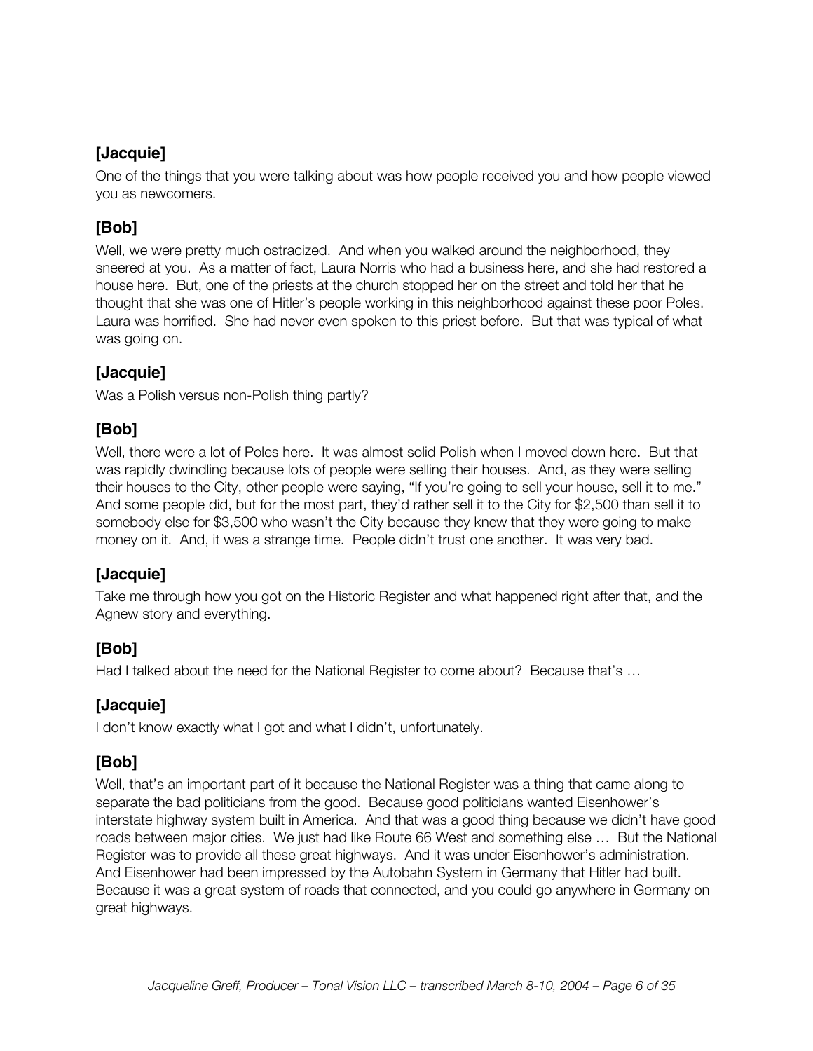### [Jacquie]

One of the things that you were talking about was how people received you and how people viewed you as newcomers.

### [Bob]

Well, we were pretty much ostracized. And when you walked around the neighborhood, they sneered at you. As a matter of fact, Laura Norris who had a business here, and she had restored a house here. But, one of the priests at the church stopped her on the street and told her that he thought that she was one of Hitler's people working in this neighborhood against these poor Poles. Laura was horrified. She had never even spoken to this priest before. But that was typical of what was going on.

### [Jacquie]

Was a Polish versus non-Polish thing partly?

### [Bob]

Well, there were a lot of Poles here. It was almost solid Polish when I moved down here. But that was rapidly dwindling because lots of people were selling their houses. And, as they were selling their houses to the City, other people were saying, "If you're going to sell your house, sell it to me." And some people did, but for the most part, they'd rather sell it to the City for $2,500 than sell it to somebody else for $3,500 who wasn't the City because they knew that they were going to make money on it. And, it was a strange time. People didn't trust one another. It was very bad.

### [Jacquie]

Take me through how you got on the Historic Register and what happened right after that, and the Agnew story and everything.

### [Bob]

Had I talked about the need for the National Register to come about? Because that's …

### [Jacquie]

I don't know exactly what I got and what I didn't, unfortunately.

### [Bob]

Well, that's an important part of it because the National Register was a thing that came along to separate the bad politicians from the good. Because good politicians wanted Eisenhower's interstate highway system built in America. And that was a good thing because we didn't have good roads between major cities. We just had like Route 66 West and something else … But the National Register was to provide all these great highways. And it was under Eisenhower's administration. And Eisenhower had been impressed by the Autobahn System in Germany that Hitler had built. Because it was a great system of roads that connected, and you could go anywhere in Germany on great highways.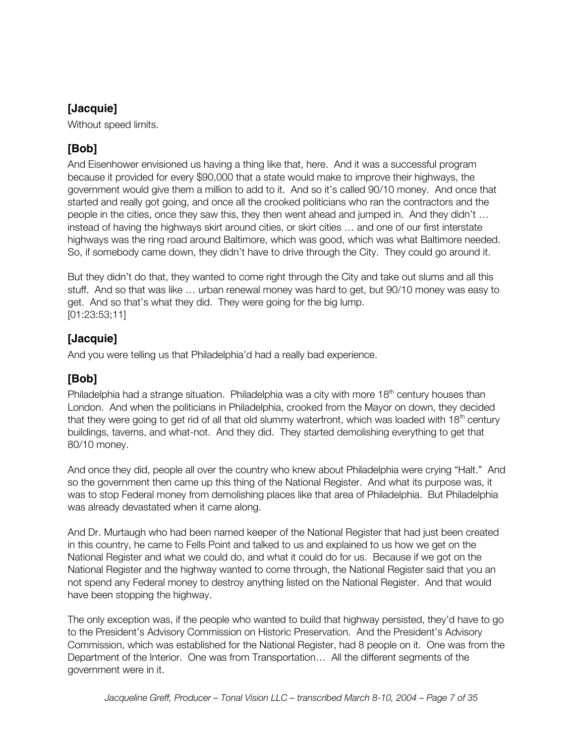## [Jacquie]

Without speed limits.

## [Bob]

And Eisenhower envisioned us having a thing like that, here. And it was a successful program because it provided for every $90,000 that a state would make to improve their highways, the government would give them a million to add to it. And so it's called 90/10 money. And once that started and really got going, and once all the crooked politicians who ran the contractors and the people in the cities, once they saw this, they then went ahead and jumped in. And they didn't … instead of having the highways skirt around cities, or skirt cities … and one of our first interstate highways was the ring road around Baltimore, which was good, which was what Baltimore needed. So, if somebody came down, they didn't have to drive through the City. They could go around it.

But they didn't do that, they wanted to come right through the City and take out slums and all this stuff. And so that was like … urban renewal money was hard to get, but 90/10 money was easy to get. And so that's what they did. They were going for the big lump.
[01:23:53;11]

## [Jacquie]

And you were telling us that Philadelphia'd had a really bad experience.

## [Bob]

Philadelphia had a strange situation. Philadelphia was a city with more 18th century houses than London. And when the politicians in Philadelphia, crooked from the Mayor on down, they decided that they were going to get rid of all that old slummy waterfront, which was loaded with 18th century buildings, taverns, and what-not. And they did. They started demolishing everything to get that 80/10 money.

And once they did, people all over the country who knew about Philadelphia were crying "Halt." And so the government then came up this thing of the National Register. And what its purpose was, it was to stop Federal money from demolishing places like that area of Philadelphia. But Philadelphia was already devastated when it came along.

And Dr. Murtaugh who had been named keeper of the National Register that had just been created in this country, he came to Fells Point and talked to us and explained to us how we get on the National Register and what we could do, and what it could do for us. Because if we got on the National Register and the highway wanted to come through, the National Register said that you an not spend any Federal money to destroy anything listed on the National Register. And that would have been stopping the highway.

The only exception was, if the people who wanted to build that highway persisted, they'd have to go to the President's Advisory Commission on Historic Preservation. And the President's Advisory Commission, which was established for the National Register, had 8 people on it. One was from the Department of the Interior. One was from Transportation… All the different segments of the government were in it.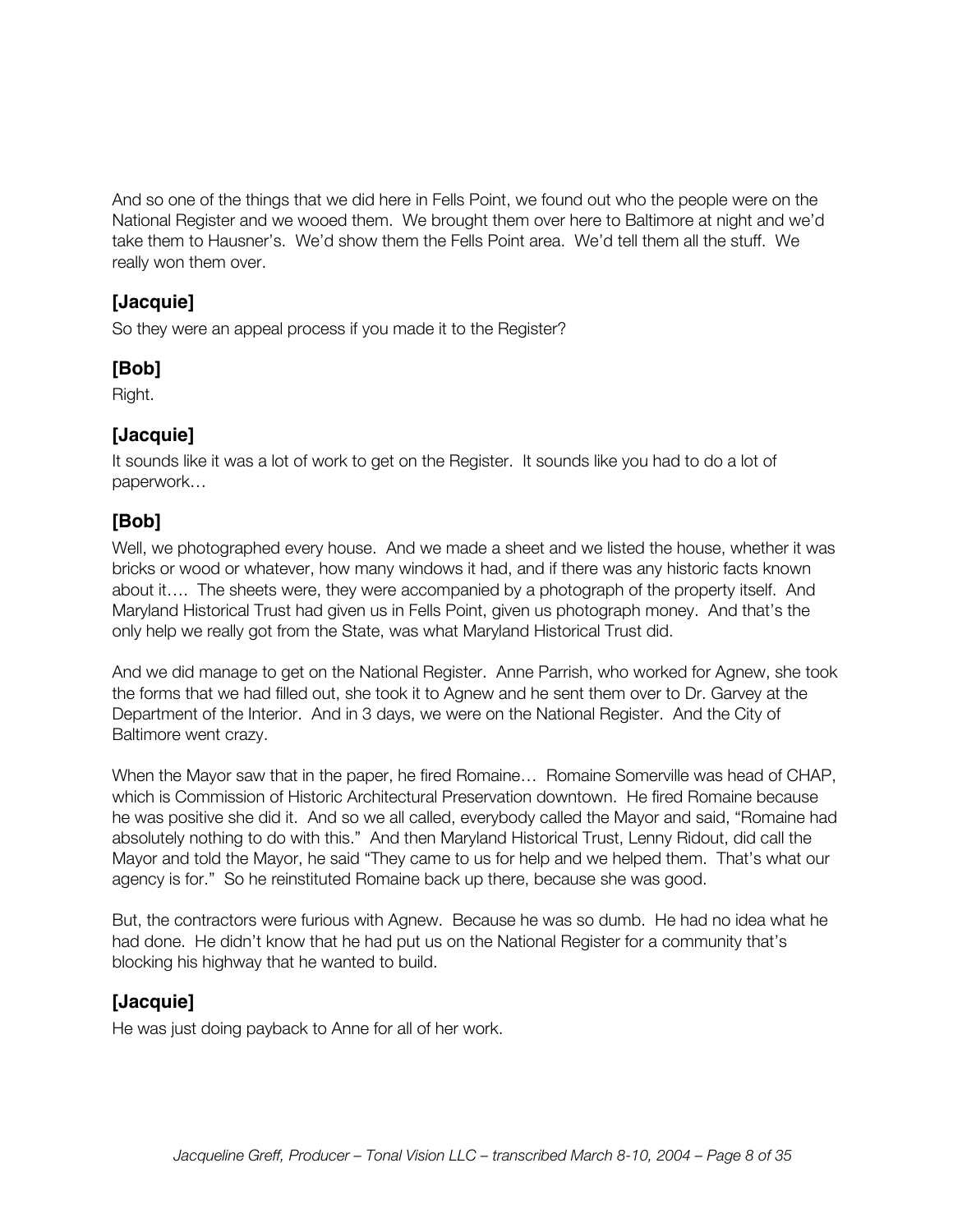And so one of the things that we did here in Fells Point, we found out who the people were on the National Register and we wooed them. We brought them over here to Baltimore at night and we'd take them to Hausner's. We'd show them the Fells Point area. We'd tell them all the stuff. We really won them over.

### [Jacquie]

So they were an appeal process if you made it to the Register?

### [Bob]

Right.

### [Jacquie]

It sounds like it was a lot of work to get on the Register. It sounds like you had to do a lot of paperwork…

### [Bob]

Well, we photographed every house. And we made a sheet and we listed the house, whether it was bricks or wood or whatever, how many windows it had, and if there was any historic facts known about it…. The sheets were, they were accompanied by a photograph of the property itself. And Maryland Historical Trust had given us in Fells Point, given us photograph money. And that's the only help we really got from the State, was what Maryland Historical Trust did.

And we did manage to get on the National Register. Anne Parrish, who worked for Agnew, she took the forms that we had filled out, she took it to Agnew and he sent them over to Dr. Garvey at the Department of the Interior. And in 3 days, we were on the National Register. And the City of Baltimore went crazy.

When the Mayor saw that in the paper, he fired Romaine… Romaine Somerville was head of CHAP, which is Commission of Historic Architectural Preservation downtown. He fired Romaine because he was positive she did it. And so we all called, everybody called the Mayor and said, "Romaine had absolutely nothing to do with this." And then Maryland Historical Trust, Lenny Ridout, did call the Mayor and told the Mayor, he said "They came to us for help and we helped them. That's what our agency is for." So he reinstituted Romaine back up there, because she was good.

But, the contractors were furious with Agnew. Because he was so dumb. He had no idea what he had done. He didn't know that he had put us on the National Register for a community that's blocking his highway that he wanted to build.

### [Jacquie]

He was just doing payback to Anne for all of her work.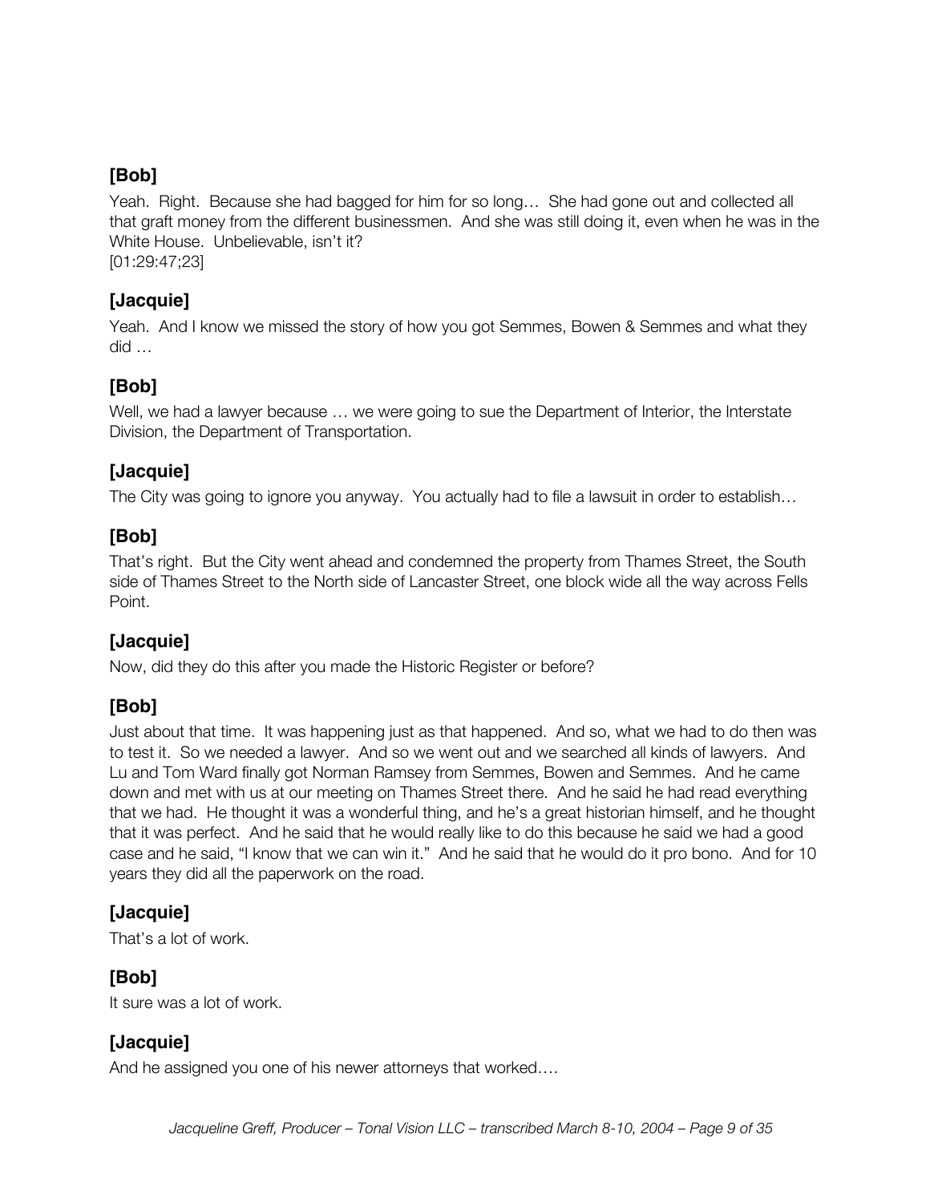**[Bob]**

Yeah. Right. Because she had bagged for him for so long… She had gone out and collected all that graft money from the different businessmen. And she was still doing it, even when he was in the White House. Unbelievable, isn't it?
[01:29:47;23]

**[Jacquie]**

Yeah. And I know we missed the story of how you got Semmes, Bowen & Semmes and what they did …

**[Bob]**

Well, we had a lawyer because … we were going to sue the Department of Interior, the Interstate Division, the Department of Transportation.

**[Jacquie]**

The City was going to ignore you anyway. You actually had to file a lawsuit in order to establish…

**[Bob]**

That's right. But the City went ahead and condemned the property from Thames Street, the South side of Thames Street to the North side of Lancaster Street, one block wide all the way across Fells Point.

**[Jacquie]**

Now, did they do this after you made the Historic Register or before?

**[Bob]**

Just about that time. It was happening just as that happened. And so, what we had to do then was to test it. So we needed a lawyer. And so we went out and we searched all kinds of lawyers. And Lu and Tom Ward finally got Norman Ramsey from Semmes, Bowen and Semmes. And he came down and met with us at our meeting on Thames Street there. And he said he had read everything that we had. He thought it was a wonderful thing, and he's a great historian himself, and he thought that it was perfect. And he said that he would really like to do this because he said we had a good case and he said, "I know that we can win it." And he said that he would do it pro bono. And for 10 years they did all the paperwork on the road.

**[Jacquie]**

That's a lot of work.

**[Bob]**

It sure was a lot of work.

**[Jacquie]**

And he assigned you one of his newer attorneys that worked….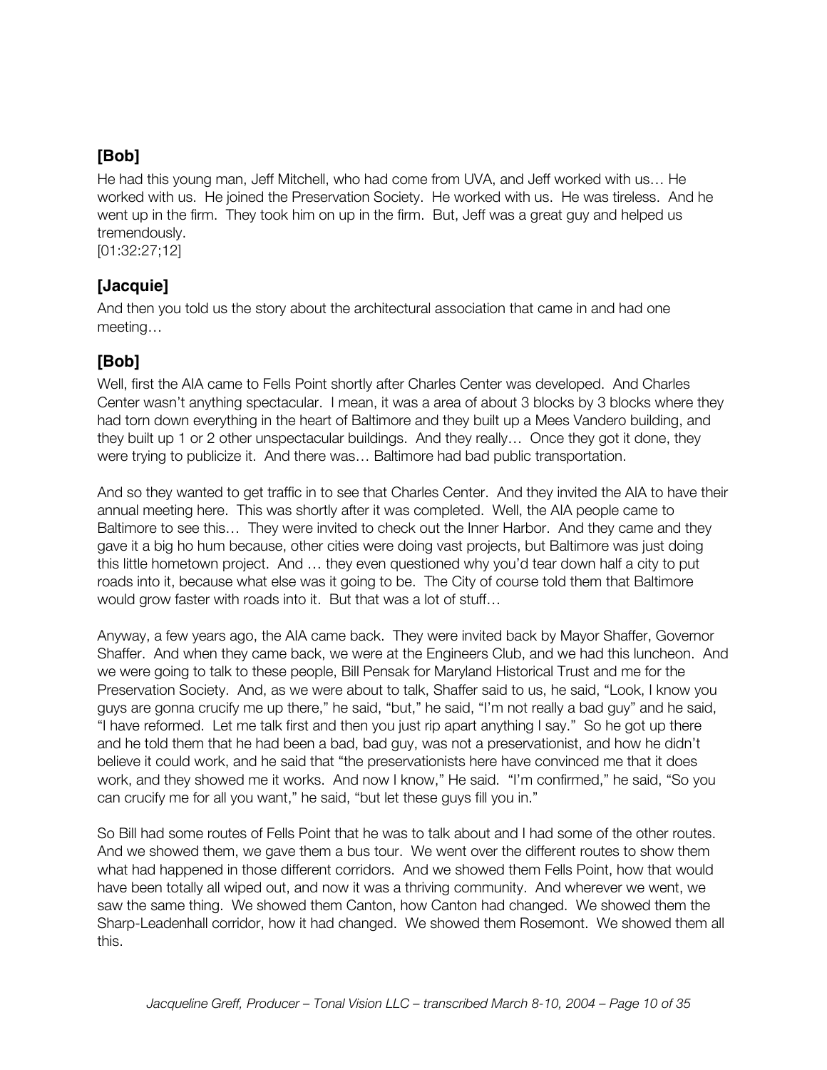### [Bob]

He had this young man, Jeff Mitchell, who had come from UVA, and Jeff worked with us… He worked with us. He joined the Preservation Society. He worked with us. He was tireless. And he went up in the firm. They took him on up in the firm. But, Jeff was a great guy and helped us tremendously.
[01:32:27;12]

### [Jacquie]

And then you told us the story about the architectural association that came in and had one meeting…

### [Bob]

Well, first the AIA came to Fells Point shortly after Charles Center was developed. And Charles Center wasn't anything spectacular. I mean, it was a area of about 3 blocks by 3 blocks where they had torn down everything in the heart of Baltimore and they built up a Mees Vandero building, and they built up 1 or 2 other unspectacular buildings. And they really… Once they got it done, they were trying to publicize it. And there was… Baltimore had bad public transportation.

And so they wanted to get traffic in to see that Charles Center. And they invited the AIA to have their annual meeting here. This was shortly after it was completed. Well, the AIA people came to Baltimore to see this… They were invited to check out the Inner Harbor. And they came and they gave it a big ho hum because, other cities were doing vast projects, but Baltimore was just doing this little hometown project. And … they even questioned why you'd tear down half a city to put roads into it, because what else was it going to be. The City of course told them that Baltimore would grow faster with roads into it. But that was a lot of stuff…

Anyway, a few years ago, the AIA came back. They were invited back by Mayor Shaffer, Governor Shaffer. And when they came back, we were at the Engineers Club, and we had this luncheon. And we were going to talk to these people, Bill Pensak for Maryland Historical Trust and me for the Preservation Society. And, as we were about to talk, Shaffer said to us, he said, "Look, I know you guys are gonna crucify me up there," he said, "but," he said, "I'm not really a bad guy" and he said, "I have reformed. Let me talk first and then you just rip apart anything I say." So he got up there and he told them that he had been a bad, bad guy, was not a preservationist, and how he didn't believe it could work, and he said that "the preservationists here have convinced me that it does work, and they showed me it works. And now I know," He said. "I'm confirmed," he said, "So you can crucify me for all you want," he said, "but let these guys fill you in."

So Bill had some routes of Fells Point that he was to talk about and I had some of the other routes. And we showed them, we gave them a bus tour. We went over the different routes to show them what had happened in those different corridors. And we showed them Fells Point, how that would have been totally all wiped out, and now it was a thriving community. And wherever we went, we saw the same thing. We showed them Canton, how Canton had changed. We showed them the Sharp-Leadenhall corridor, how it had changed. We showed them Rosemont. We showed them all this.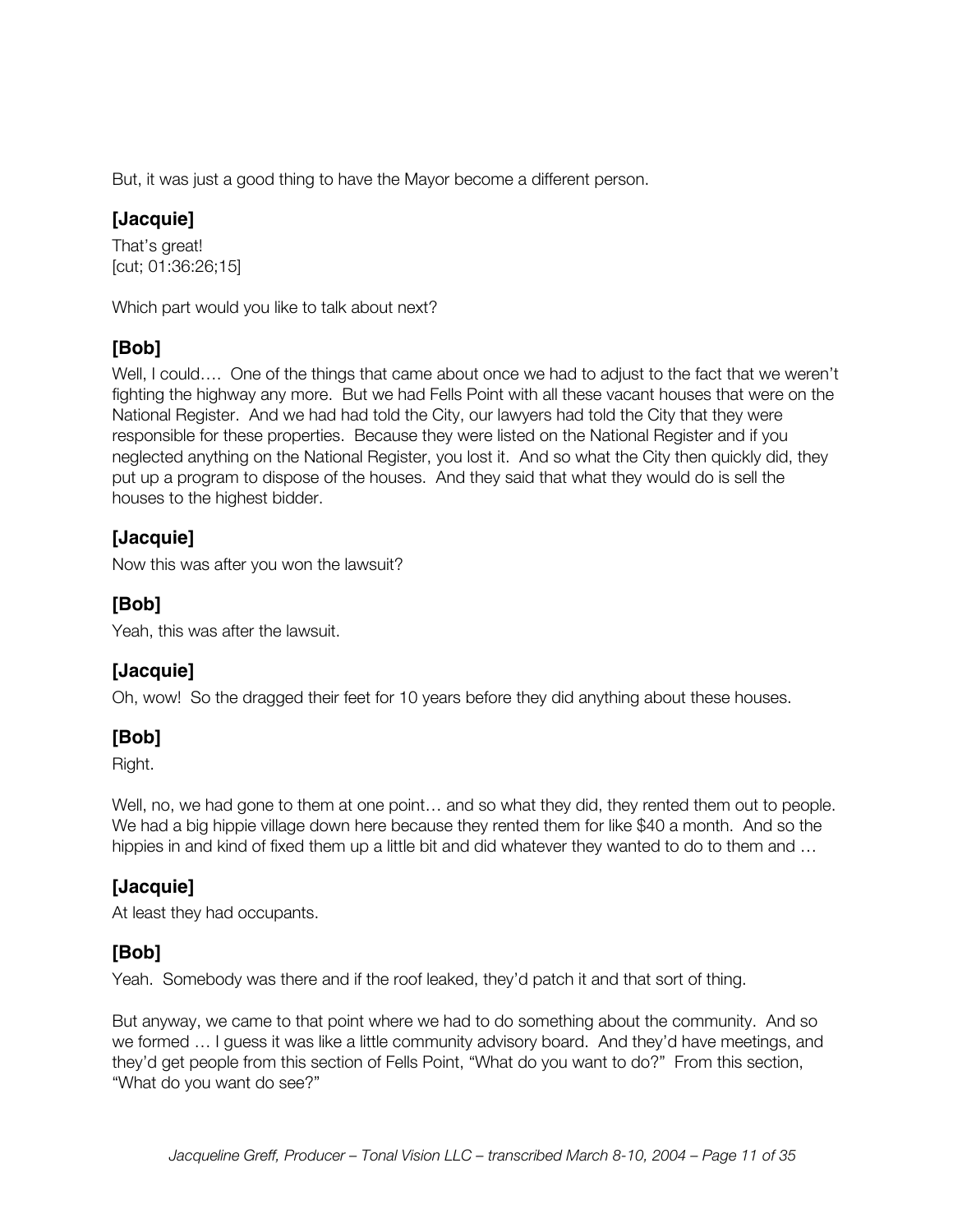But, it was just a good thing to have the Mayor become a different person.

## [Jacquie]

That's great!
[cut; 01:36:26;15]

Which part would you like to talk about next?

## [Bob]

Well, I could…. One of the things that came about once we had to adjust to the fact that we weren't fighting the highway any more. But we had Fells Point with all these vacant houses that were on the National Register. And we had had told the City, our lawyers had told the City that they were responsible for these properties. Because they were listed on the National Register and if you neglected anything on the National Register, you lost it. And so what the City then quickly did, they put up a program to dispose of the houses. And they said that what they would do is sell the houses to the highest bidder.

## [Jacquie]

Now this was after you won the lawsuit?

## [Bob]

Yeah, this was after the lawsuit.

## [Jacquie]

Oh, wow! So the dragged their feet for 10 years before they did anything about these houses.

## [Bob]

Right.

Well, no, we had gone to them at one point… and so what they did, they rented them out to people. We had a big hippie village down here because they rented them for like $40 a month. And so the hippies in and kind of fixed them up a little bit and did whatever they wanted to do to them and …

## [Jacquie]

At least they had occupants.

## [Bob]

Yeah. Somebody was there and if the roof leaked, they'd patch it and that sort of thing.

But anyway, we came to that point where we had to do something about the community. And so we formed … I guess it was like a little community advisory board. And they'd have meetings, and they'd get people from this section of Fells Point, "What do you want to do?" From this section, "What do you want do see?"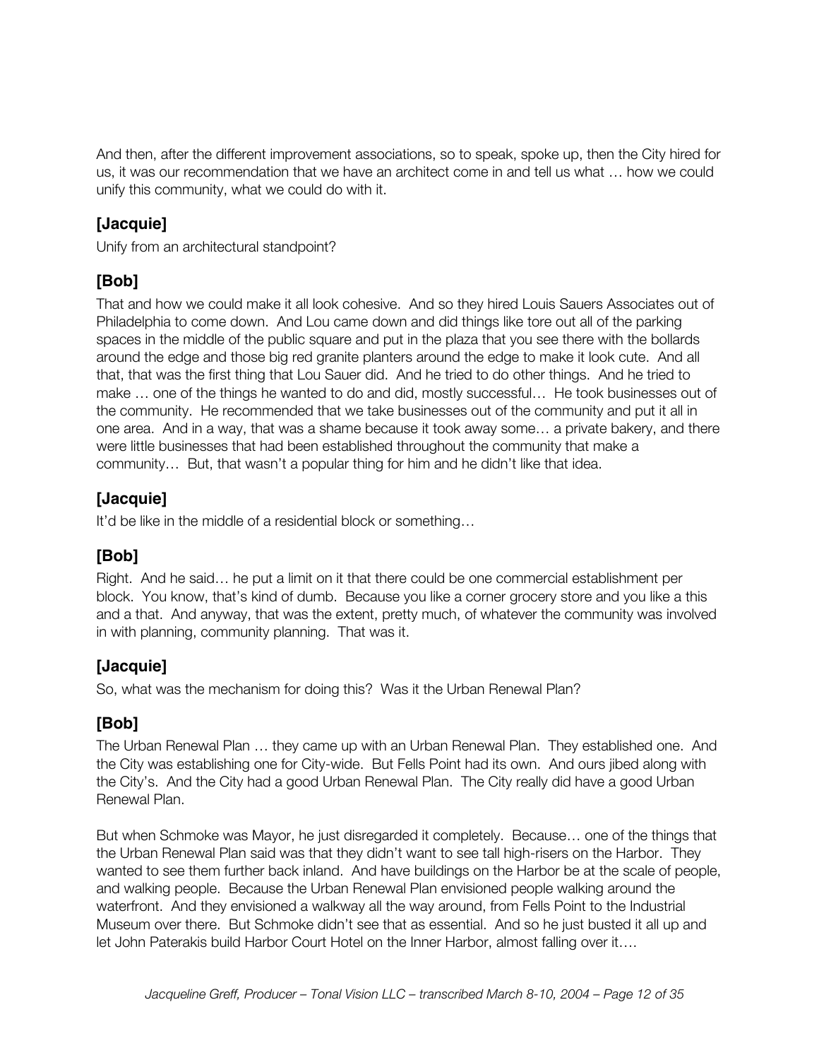And then, after the different improvement associations, so to speak, spoke up, then the City hired for us, it was our recommendation that we have an architect come in and tell us what … how we could unify this community, what we could do with it.

### [Jacquie]

Unify from an architectural standpoint?

### [Bob]

That and how we could make it all look cohesive. And so they hired Louis Sauers Associates out of Philadelphia to come down. And Lou came down and did things like tore out all of the parking spaces in the middle of the public square and put in the plaza that you see there with the bollards around the edge and those big red granite planters around the edge to make it look cute. And all that, that was the first thing that Lou Sauer did. And he tried to do other things. And he tried to make … one of the things he wanted to do and did, mostly successful… He took businesses out of the community. He recommended that we take businesses out of the community and put it all in one area. And in a way, that was a shame because it took away some… a private bakery, and there were little businesses that had been established throughout the community that make a community… But, that wasn't a popular thing for him and he didn't like that idea.

### [Jacquie]

It'd be like in the middle of a residential block or something…

### [Bob]

Right. And he said… he put a limit on it that there could be one commercial establishment per block. You know, that's kind of dumb. Because you like a corner grocery store and you like a this and a that. And anyway, that was the extent, pretty much, of whatever the community was involved in with planning, community planning. That was it.

### [Jacquie]

So, what was the mechanism for doing this? Was it the Urban Renewal Plan?

### [Bob]

The Urban Renewal Plan … they came up with an Urban Renewal Plan. They established one. And the City was establishing one for City-wide. But Fells Point had its own. And ours jibed along with the City's. And the City had a good Urban Renewal Plan. The City really did have a good Urban Renewal Plan.

But when Schmoke was Mayor, he just disregarded it completely. Because… one of the things that the Urban Renewal Plan said was that they didn't want to see tall high-risers on the Harbor. They wanted to see them further back inland. And have buildings on the Harbor be at the scale of people, and walking people. Because the Urban Renewal Plan envisioned people walking around the waterfront. And they envisioned a walkway all the way around, from Fells Point to the Industrial Museum over there. But Schmoke didn't see that as essential. And so he just busted it all up and let John Paterakis build Harbor Court Hotel on the Inner Harbor, almost falling over it….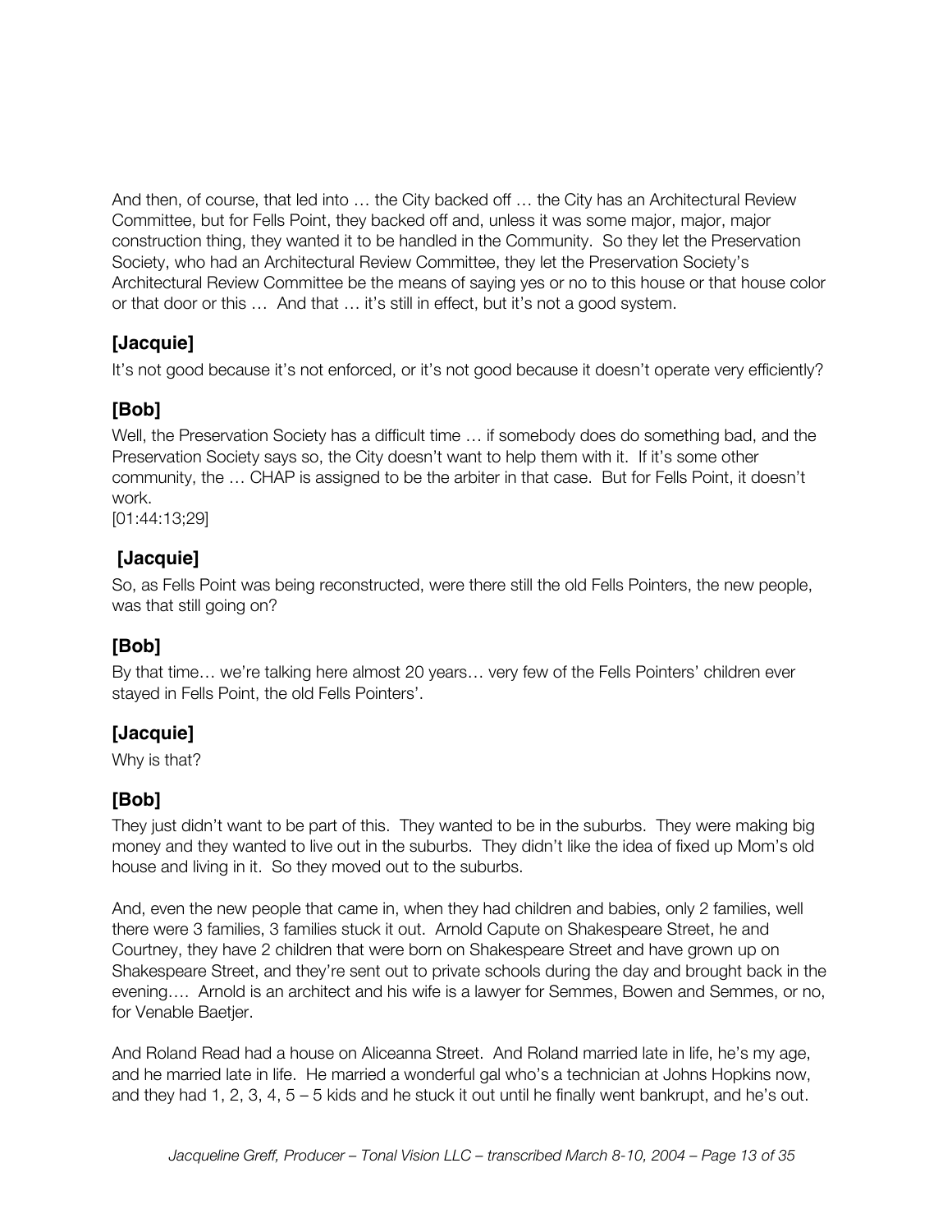And then, of course, that led into … the City backed off … the City has an Architectural Review Committee, but for Fells Point, they backed off and, unless it was some major, major, major construction thing, they wanted it to be handled in the Community. So they let the Preservation Society, who had an Architectural Review Committee, they let the Preservation Society's Architectural Review Committee be the means of saying yes or no to this house or that house color or that door or this … And that … it's still in effect, but it's not a good system.

### [Jacquie]

It's not good because it's not enforced, or it's not good because it doesn't operate very efficiently?

### [Bob]

Well, the Preservation Society has a difficult time … if somebody does do something bad, and the Preservation Society says so, the City doesn't want to help them with it. If it's some other community, the … CHAP is assigned to be the arbiter in that case. But for Fells Point, it doesn't work.

[01:44:13;29]

### [Jacquie]

So, as Fells Point was being reconstructed, were there still the old Fells Pointers, the new people, was that still going on?

### [Bob]

By that time… we're talking here almost 20 years… very few of the Fells Pointers' children ever stayed in Fells Point, the old Fells Pointers'.

### [Jacquie]

Why is that?

### [Bob]

They just didn't want to be part of this. They wanted to be in the suburbs. They were making big money and they wanted to live out in the suburbs. They didn't like the idea of fixed up Mom's old house and living in it. So they moved out to the suburbs.

And, even the new people that came in, when they had children and babies, only 2 families, well there were 3 families, 3 families stuck it out. Arnold Capute on Shakespeare Street, he and Courtney, they have 2 children that were born on Shakespeare Street and have grown up on Shakespeare Street, and they're sent out to private schools during the day and brought back in the evening…. Arnold is an architect and his wife is a lawyer for Semmes, Bowen and Semmes, or no, for Venable Baetjer.

And Roland Read had a house on Aliceanna Street. And Roland married late in life, he's my age, and he married late in life. He married a wonderful gal who's a technician at Johns Hopkins now, and they had 1, 2, 3, 4, 5 – 5 kids and he stuck it out until he finally went bankrupt, and he's out.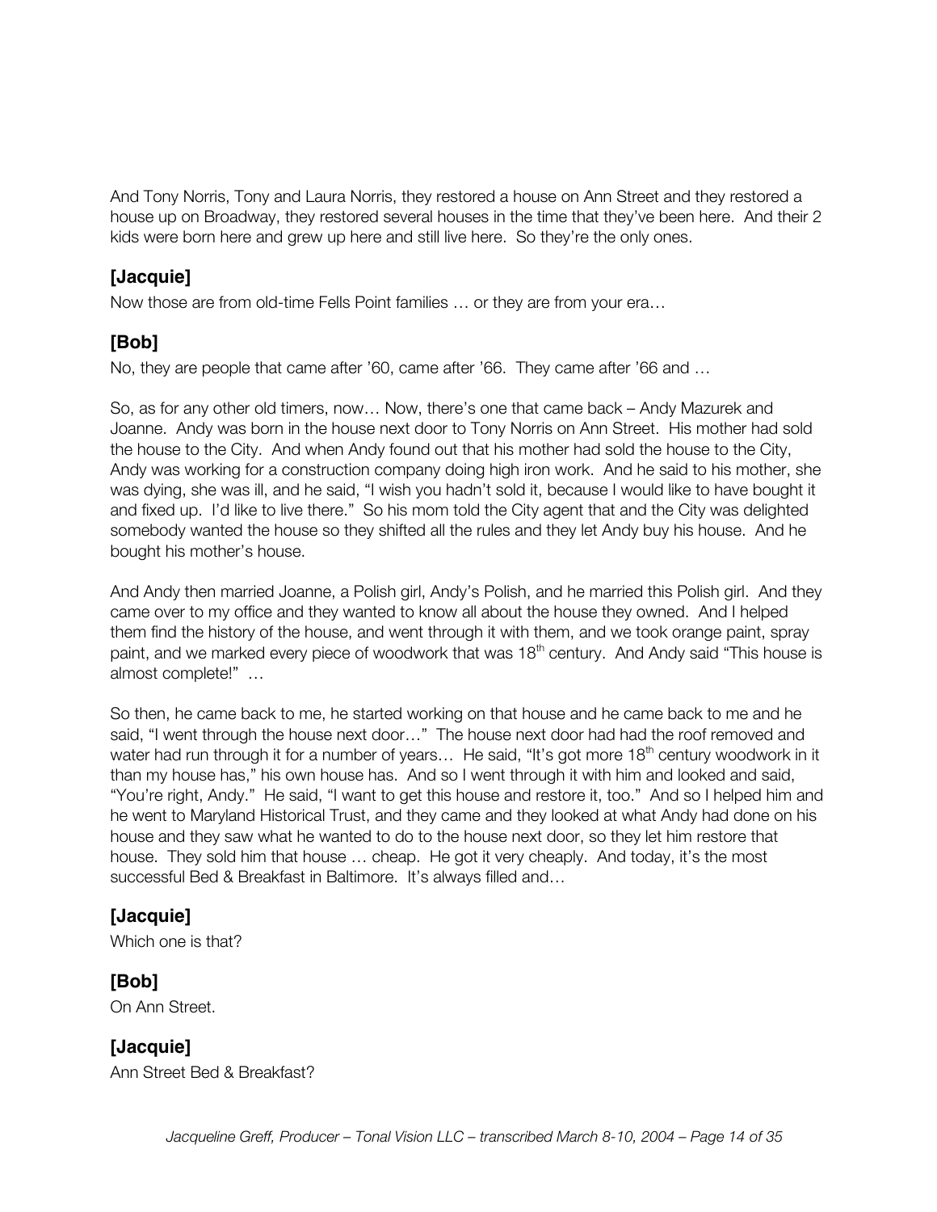And Tony Norris, Tony and Laura Norris, they restored a house on Ann Street and they restored a house up on Broadway, they restored several houses in the time that they've been here. And their 2 kids were born here and grew up here and still live here. So they're the only ones.

### [Jacquie]

Now those are from old-time Fells Point families … or they are from your era…

### [Bob]

No, they are people that came after '60, came after '66. They came after '66 and …

So, as for any other old timers, now… Now, there's one that came back – Andy Mazurek and Joanne. Andy was born in the house next door to Tony Norris on Ann Street. His mother had sold the house to the City. And when Andy found out that his mother had sold the house to the City, Andy was working for a construction company doing high iron work. And he said to his mother, she was dying, she was ill, and he said, "I wish you hadn't sold it, because I would like to have bought it and fixed up. I'd like to live there." So his mom told the City agent that and the City was delighted somebody wanted the house so they shifted all the rules and they let Andy buy his house. And he bought his mother's house.

And Andy then married Joanne, a Polish girl, Andy's Polish, and he married this Polish girl. And they came over to my office and they wanted to know all about the house they owned. And I helped them find the history of the house, and went through it with them, and we took orange paint, spray paint, and we marked every piece of woodwork that was 18th century. And Andy said "This house is almost complete!" …

So then, he came back to me, he started working on that house and he came back to me and he said, "I went through the house next door…" The house next door had had the roof removed and water had run through it for a number of years… He said, "It's got more 18th century woodwork in it than my house has," his own house has. And so I went through it with him and looked and said, "You're right, Andy." He said, "I want to get this house and restore it, too." And so I helped him and he went to Maryland Historical Trust, and they came and they looked at what Andy had done on his house and they saw what he wanted to do to the house next door, so they let him restore that house. They sold him that house … cheap. He got it very cheaply. And today, it's the most successful Bed & Breakfast in Baltimore. It's always filled and…

### [Jacquie]

Which one is that?

### [Bob]

On Ann Street.

### [Jacquie]

Ann Street Bed & Breakfast?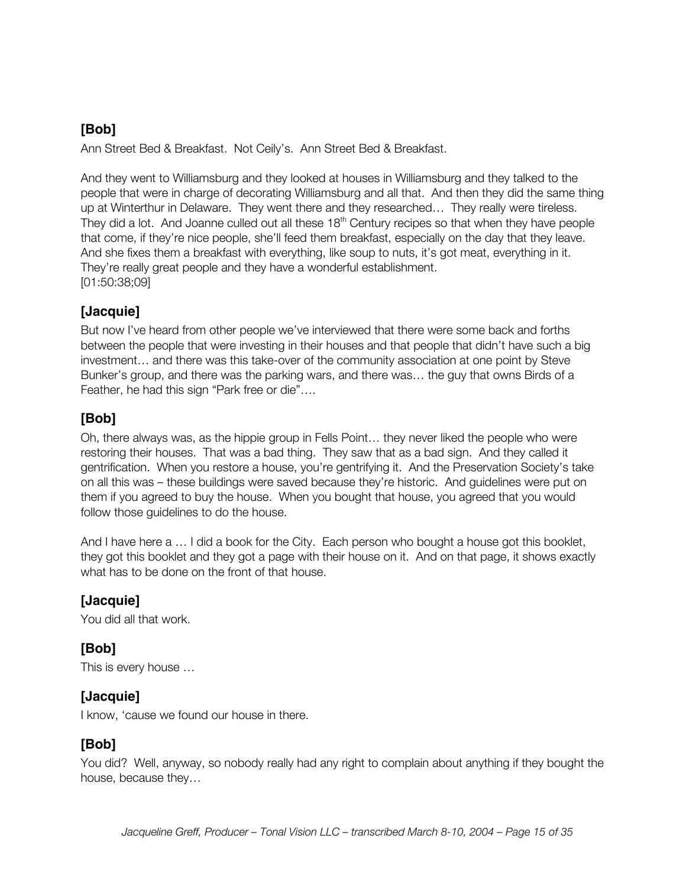### [Bob]

Ann Street Bed & Breakfast. Not Ceily's. Ann Street Bed & Breakfast.

And they went to Williamsburg and they looked at houses in Williamsburg and they talked to the people that were in charge of decorating Williamsburg and all that. And then they did the same thing up at Winterthur in Delaware. They went there and they researched… They really were tireless. They did a lot. And Joanne culled out all these 18th Century recipes so that when they have people that come, if they're nice people, she'll feed them breakfast, especially on the day that they leave. And she fixes them a breakfast with everything, like soup to nuts, it's got meat, everything in it. They're really great people and they have a wonderful establishment.
[01:50:38;09]

### [Jacquie]

But now I've heard from other people we've interviewed that there were some back and forths between the people that were investing in their houses and that people that didn't have such a big investment… and there was this take-over of the community association at one point by Steve Bunker's group, and there was the parking wars, and there was… the guy that owns Birds of a Feather, he had this sign "Park free or die"….

### [Bob]

Oh, there always was, as the hippie group in Fells Point… they never liked the people who were restoring their houses. That was a bad thing. They saw that as a bad sign. And they called it gentrification. When you restore a house, you're gentrifying it. And the Preservation Society's take on all this was – these buildings were saved because they're historic. And guidelines were put on them if you agreed to buy the house. When you bought that house, you agreed that you would follow those guidelines to do the house.

And I have here a … I did a book for the City. Each person who bought a house got this booklet, they got this booklet and they got a page with their house on it. And on that page, it shows exactly what has to be done on the front of that house.

### [Jacquie]

You did all that work.

### [Bob]

This is every house …

### [Jacquie]

I know, 'cause we found our house in there.

### [Bob]

You did? Well, anyway, so nobody really had any right to complain about anything if they bought the house, because they…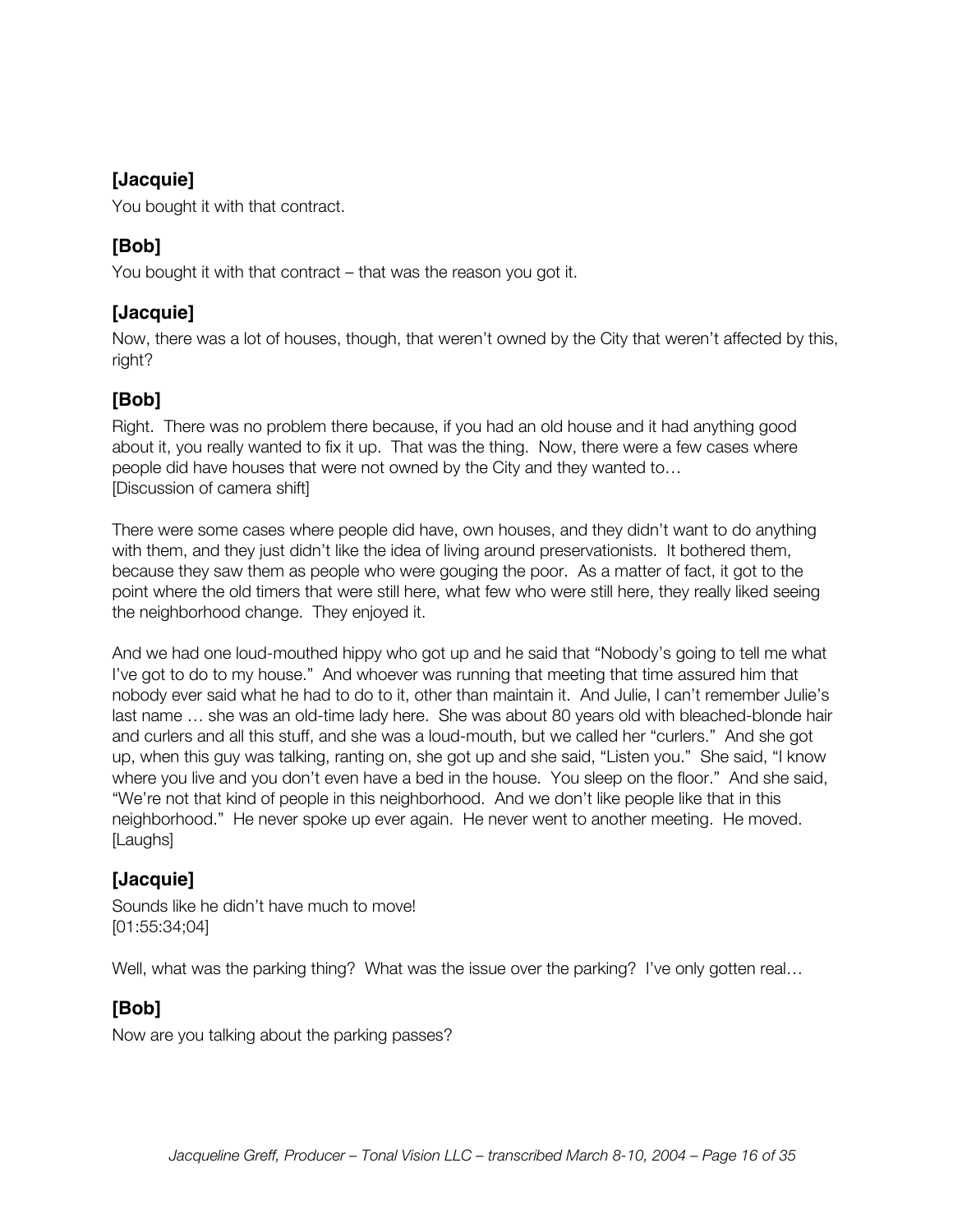**[Jacquie]**

You bought it with that contract.

**[Bob]**

You bought it with that contract – that was the reason you got it.

**[Jacquie]**

Now, there was a lot of houses, though, that weren't owned by the City that weren't affected by this, right?

**[Bob]**

Right. There was no problem there because, if you had an old house and it had anything good about it, you really wanted to fix it up. That was the thing. Now, there were a few cases where people did have houses that were not owned by the City and they wanted to…
[Discussion of camera shift]

There were some cases where people did have, own houses, and they didn't want to do anything with them, and they just didn't like the idea of living around preservationists. It bothered them, because they saw them as people who were gouging the poor. As a matter of fact, it got to the point where the old timers that were still here, what few who were still here, they really liked seeing the neighborhood change. They enjoyed it.

And we had one loud-mouthed hippy who got up and he said that "Nobody's going to tell me what I've got to do to my house." And whoever was running that meeting that time assured him that nobody ever said what he had to do to it, other than maintain it. And Julie, I can't remember Julie's last name … she was an old-time lady here. She was about 80 years old with bleached-blonde hair and curlers and all this stuff, and she was a loud-mouth, but we called her "curlers." And she got up, when this guy was talking, ranting on, she got up and she said, "Listen you." She said, "I know where you live and you don't even have a bed in the house. You sleep on the floor." And she said, "We're not that kind of people in this neighborhood. And we don't like people like that in this neighborhood." He never spoke up ever again. He never went to another meeting. He moved.
[Laughs]

**[Jacquie]**

Sounds like he didn't have much to move!
[01:55:34;04]

Well, what was the parking thing? What was the issue over the parking? I've only gotten real…

**[Bob]**

Now are you talking about the parking passes?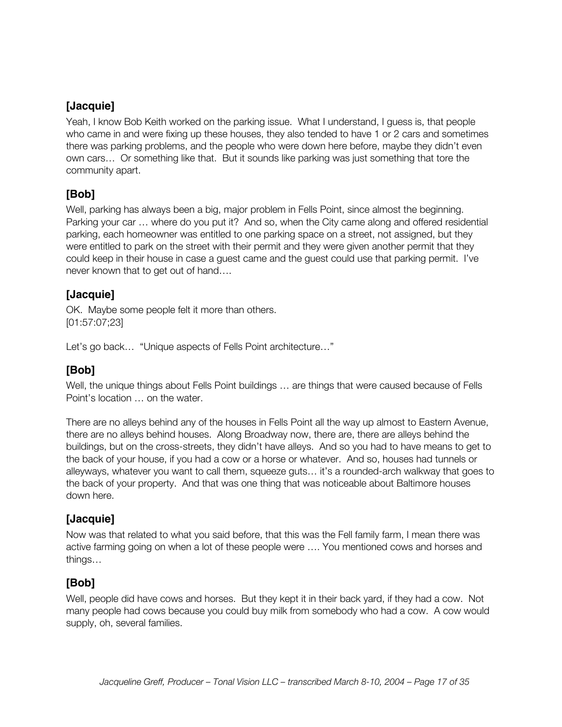**[Jacquie]**

Yeah, I know Bob Keith worked on the parking issue. What I understand, I guess is, that people who came in and were fixing up these houses, they also tended to have 1 or 2 cars and sometimes there was parking problems, and the people who were down here before, maybe they didn't even own cars… Or something like that. But it sounds like parking was just something that tore the community apart.

**[Bob]**

Well, parking has always been a big, major problem in Fells Point, since almost the beginning. Parking your car … where do you put it? And so, when the City came along and offered residential parking, each homeowner was entitled to one parking space on a street, not assigned, but they were entitled to park on the street with their permit and they were given another permit that they could keep in their house in case a guest came and the guest could use that parking permit. I've never known that to get out of hand….

**[Jacquie]**

OK. Maybe some people felt it more than others.
[01:57:07;23]

Let's go back… "Unique aspects of Fells Point architecture…"

**[Bob]**

Well, the unique things about Fells Point buildings … are things that were caused because of Fells Point's location … on the water.

There are no alleys behind any of the houses in Fells Point all the way up almost to Eastern Avenue, there are no alleys behind houses. Along Broadway now, there are, there are alleys behind the buildings, but on the cross-streets, they didn't have alleys. And so you had to have means to get to the back of your house, if you had a cow or a horse or whatever. And so, houses had tunnels or alleyways, whatever you want to call them, squeeze guts… it's a rounded-arch walkway that goes to the back of your property. And that was one thing that was noticeable about Baltimore houses down here.

**[Jacquie]**

Now was that related to what you said before, that this was the Fell family farm, I mean there was active farming going on when a lot of these people were …. You mentioned cows and horses and things…

**[Bob]**

Well, people did have cows and horses. But they kept it in their back yard, if they had a cow. Not many people had cows because you could buy milk from somebody who had a cow. A cow would supply, oh, several families.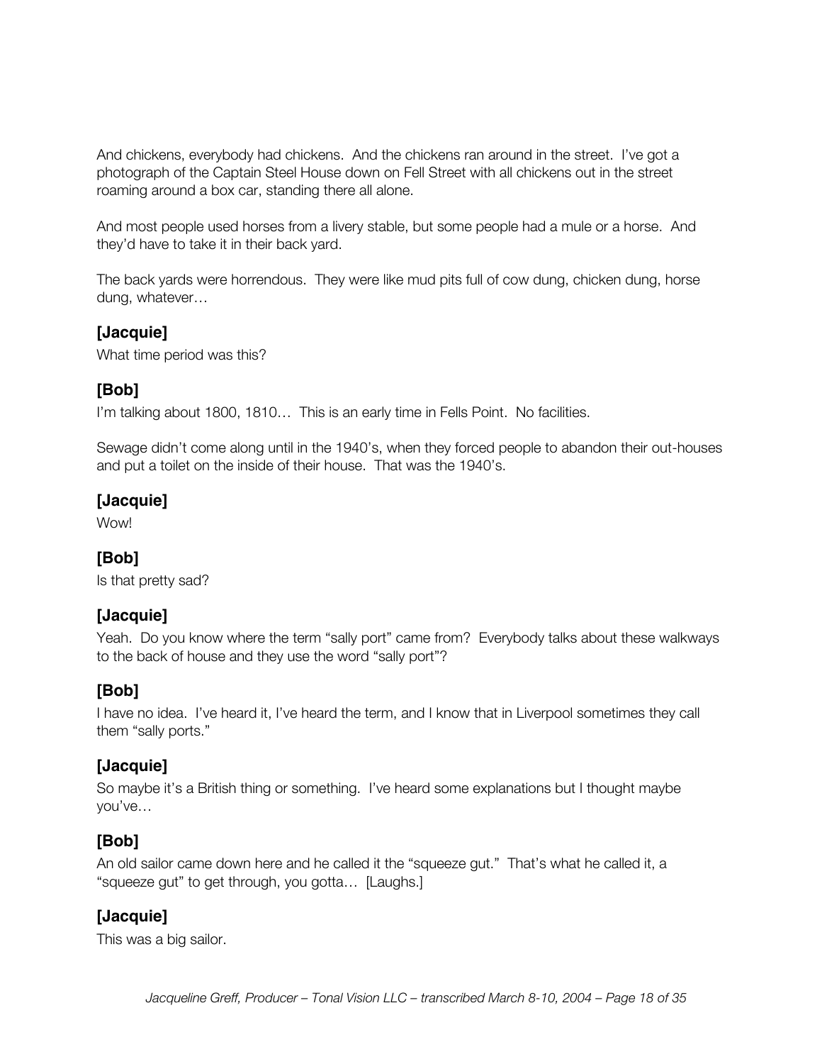And chickens, everybody had chickens. And the chickens ran around in the street. I've got a photograph of the Captain Steel House down on Fell Street with all chickens out in the street roaming around a box car, standing there all alone.

And most people used horses from a livery stable, but some people had a mule or a horse. And they'd have to take it in their back yard.

The back yards were horrendous. They were like mud pits full of cow dung, chicken dung, horse dung, whatever…

### [Jacquie]

What time period was this?

### [Bob]

I'm talking about 1800, 1810… This is an early time in Fells Point. No facilities.

Sewage didn't come along until in the 1940's, when they forced people to abandon their out-houses and put a toilet on the inside of their house. That was the 1940's.

### [Jacquie]

Wow!

### [Bob]

Is that pretty sad?

### [Jacquie]

Yeah. Do you know where the term "sally port" came from? Everybody talks about these walkways to the back of house and they use the word "sally port"?

### [Bob]

I have no idea. I've heard it, I've heard the term, and I know that in Liverpool sometimes they call them "sally ports."

### [Jacquie]

So maybe it's a British thing or something. I've heard some explanations but I thought maybe you've…

### [Bob]

An old sailor came down here and he called it the "squeeze gut." That's what he called it, a "squeeze gut" to get through, you gotta… [Laughs.]

### [Jacquie]

This was a big sailor.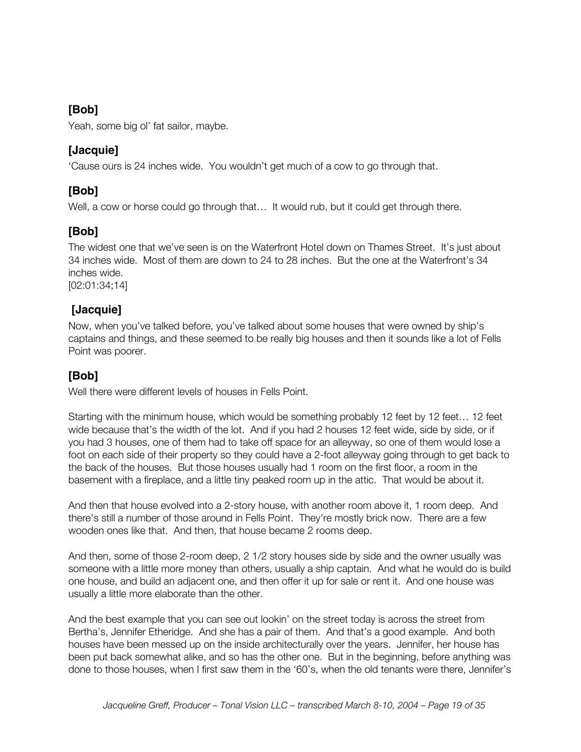**[Bob]**

Yeah, some big ol' fat sailor, maybe.

**[Jacquie]**

'Cause ours is 24 inches wide. You wouldn't get much of a cow to go through that.

**[Bob]**

Well, a cow or horse could go through that… It would rub, but it could get through there.

**[Bob]**

The widest one that we've seen is on the Waterfront Hotel down on Thames Street. It's just about 34 inches wide. Most of them are down to 24 to 28 inches. But the one at the Waterfront's 34 inches wide.
[02:01:34;14]

**[Jacquie]**

Now, when you've talked before, you've talked about some houses that were owned by ship's captains and things, and these seemed to be really big houses and then it sounds like a lot of Fells Point was poorer.

**[Bob]**

Well there were different levels of houses in Fells Point.

Starting with the minimum house, which would be something probably 12 feet by 12 feet… 12 feet wide because that's the width of the lot. And if you had 2 houses 12 feet wide, side by side, or if you had 3 houses, one of them had to take off space for an alleyway, so one of them would lose a foot on each side of their property so they could have a 2-foot alleyway going through to get back to the back of the houses. But those houses usually had 1 room on the first floor, a room in the basement with a fireplace, and a little tiny peaked room up in the attic. That would be about it.

And then that house evolved into a 2-story house, with another room above it, 1 room deep. And there's still a number of those around in Fells Point. They're mostly brick now. There are a few wooden ones like that. And then, that house became 2 rooms deep.

And then, some of those 2-room deep, 2 1/2 story houses side by side and the owner usually was someone with a little more money than others, usually a ship captain. And what he would do is build one house, and build an adjacent one, and then offer it up for sale or rent it. And one house was usually a little more elaborate than the other.

And the best example that you can see out lookin' on the street today is across the street from Bertha's, Jennifer Etheridge. And she has a pair of them. And that's a good example. And both houses have been messed up on the inside architecturally over the years. Jennifer, her house has been put back somewhat alike, and so has the other one. But in the beginning, before anything was done to those houses, when I first saw them in the '60's, when the old tenants were there, Jennifer's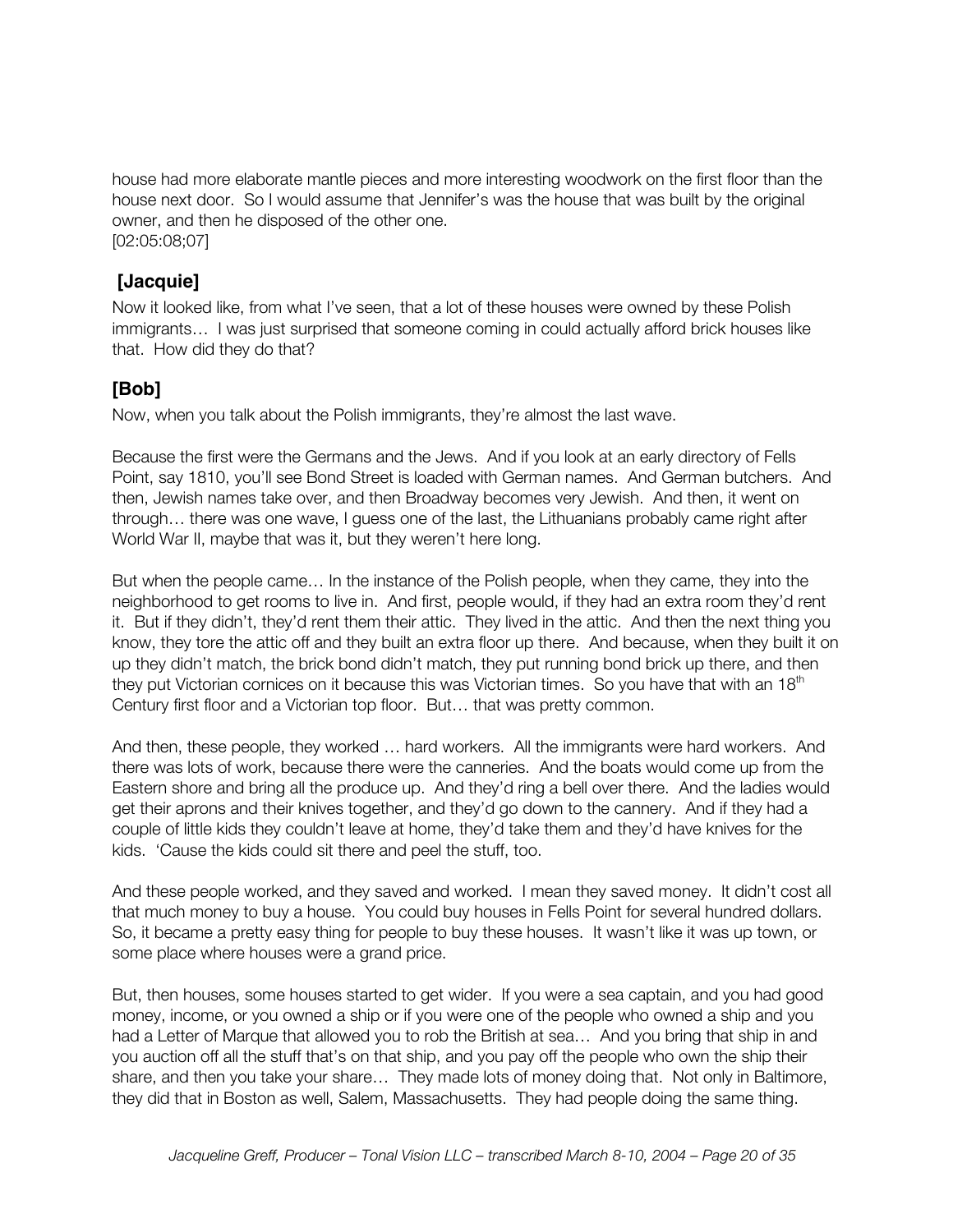house had more elaborate mantle pieces and more interesting woodwork on the first floor than the house next door. So I would assume that Jennifer's was the house that was built by the original owner, and then he disposed of the other one.
[02:05:08;07]

### [Jacquie]

Now it looked like, from what I've seen, that a lot of these houses were owned by these Polish immigrants… I was just surprised that someone coming in could actually afford brick houses like that. How did they do that?

### [Bob]

Now, when you talk about the Polish immigrants, they're almost the last wave.

Because the first were the Germans and the Jews. And if you look at an early directory of Fells Point, say 1810, you'll see Bond Street is loaded with German names. And German butchers. And then, Jewish names take over, and then Broadway becomes very Jewish. And then, it went on through… there was one wave, I guess one of the last, the Lithuanians probably came right after World War II, maybe that was it, but they weren't here long.

But when the people came… In the instance of the Polish people, when they came, they into the neighborhood to get rooms to live in. And first, people would, if they had an extra room they'd rent it. But if they didn't, they'd rent them their attic. They lived in the attic. And then the next thing you know, they tore the attic off and they built an extra floor up there. And because, when they built it on up they didn't match, the brick bond didn't match, they put running bond brick up there, and then they put Victorian cornices on it because this was Victorian times. So you have that with an 18th Century first floor and a Victorian top floor. But… that was pretty common.

And then, these people, they worked … hard workers. All the immigrants were hard workers. And there was lots of work, because there were the canneries. And the boats would come up from the Eastern shore and bring all the produce up. And they'd ring a bell over there. And the ladies would get their aprons and their knives together, and they'd go down to the cannery. And if they had a couple of little kids they couldn't leave at home, they'd take them and they'd have knives for the kids. 'Cause the kids could sit there and peel the stuff, too.

And these people worked, and they saved and worked. I mean they saved money. It didn't cost all that much money to buy a house. You could buy houses in Fells Point for several hundred dollars. So, it became a pretty easy thing for people to buy these houses. It wasn't like it was up town, or some place where houses were a grand price.

But, then houses, some houses started to get wider. If you were a sea captain, and you had good money, income, or you owned a ship or if you were one of the people who owned a ship and you had a Letter of Marque that allowed you to rob the British at sea… And you bring that ship in and you auction off all the stuff that's on that ship, and you pay off the people who own the ship their share, and then you take your share… They made lots of money doing that. Not only in Baltimore, they did that in Boston as well, Salem, Massachusetts. They had people doing the same thing.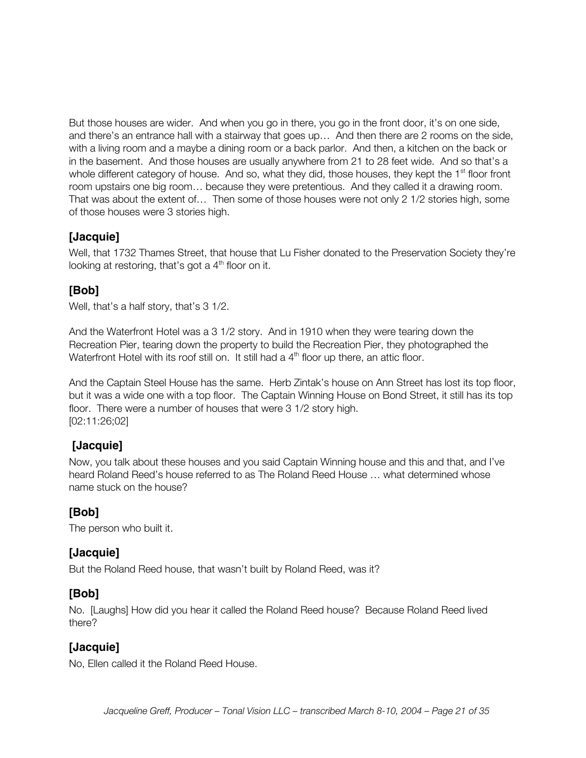But those houses are wider. And when you go in there, you go in the front door, it's on one side, and there's an entrance hall with a stairway that goes up… And then there are 2 rooms on the side, with a living room and a maybe a dining room or a back parlor. And then, a kitchen on the back or in the basement. And those houses are usually anywhere from 21 to 28 feet wide. And so that's a whole different category of house. And so, what they did, those houses, they kept the 1st floor front room upstairs one big room… because they were pretentious. And they called it a drawing room. That was about the extent of… Then some of those houses were not only 2 1/2 stories high, some of those houses were 3 stories high.

### [Jacquie]

Well, that 1732 Thames Street, that house that Lu Fisher donated to the Preservation Society they're looking at restoring, that's got a 4th floor on it.

### [Bob]

Well, that's a half story, that's 3 1/2.

And the Waterfront Hotel was a 3 1/2 story. And in 1910 when they were tearing down the Recreation Pier, tearing down the property to build the Recreation Pier, they photographed the Waterfront Hotel with its roof still on. It still had a 4th floor up there, an attic floor.

And the Captain Steel House has the same. Herb Zintak's house on Ann Street has lost its top floor, but it was a wide one with a top floor. The Captain Winning House on Bond Street, it still has its top floor. There were a number of houses that were 3 1/2 story high.
[02:11:26;02]

### [Jacquie]

Now, you talk about these houses and you said Captain Winning house and this and that, and I've heard Roland Reed's house referred to as The Roland Reed House … what determined whose name stuck on the house?

### [Bob]

The person who built it.

### [Jacquie]

But the Roland Reed house, that wasn't built by Roland Reed, was it?

### [Bob]

No. [Laughs] How did you hear it called the Roland Reed house? Because Roland Reed lived there?

### [Jacquie]

No, Ellen called it the Roland Reed House.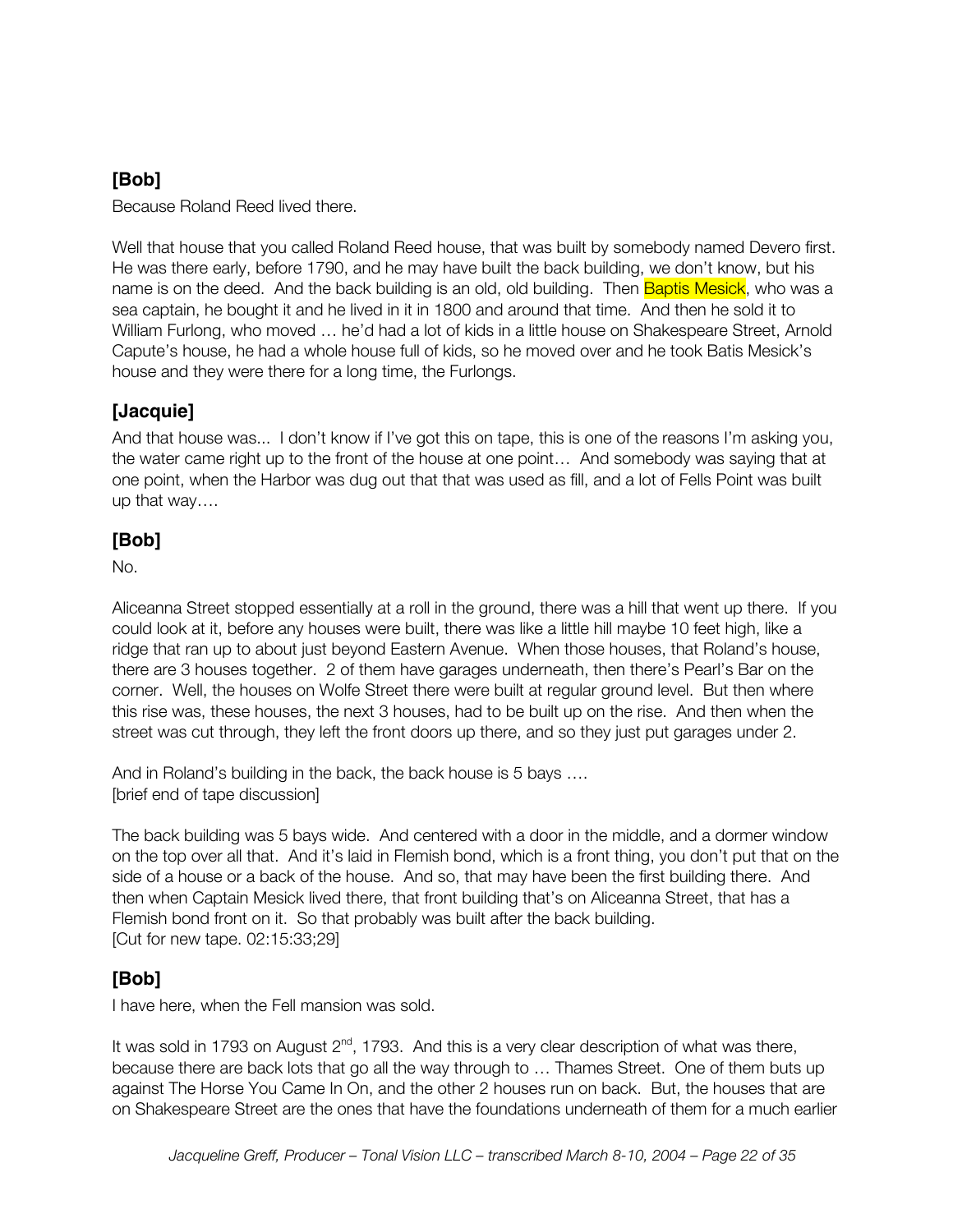## [Bob]

Because Roland Reed lived there.

Well that house that you called Roland Reed house, that was built by somebody named Devero first. He was there early, before 1790, and he may have built the back building, we don't know, but his name is on the deed. And the back building is an old, old building. Then Baptis Mesick, who was a sea captain, he bought it and he lived in it in 1800 and around that time. And then he sold it to William Furlong, who moved … he'd had a lot of kids in a little house on Shakespeare Street, Arnold Capute's house, he had a whole house full of kids, so he moved over and he took Batis Mesick's house and they were there for a long time, the Furlongs.

## [Jacquie]

And that house was... I don't know if I've got this on tape, this is one of the reasons I'm asking you, the water came right up to the front of the house at one point… And somebody was saying that at one point, when the Harbor was dug out that that was used as fill, and a lot of Fells Point was built up that way….

## [Bob]

No.

Aliceanna Street stopped essentially at a roll in the ground, there was a hill that went up there. If you could look at it, before any houses were built, there was like a little hill maybe 10 feet high, like a ridge that ran up to about just beyond Eastern Avenue. When those houses, that Roland's house, there are 3 houses together. 2 of them have garages underneath, then there's Pearl's Bar on the corner. Well, the houses on Wolfe Street there were built at regular ground level. But then where this rise was, these houses, the next 3 houses, had to be built up on the rise. And then when the street was cut through, they left the front doors up there, and so they just put garages under 2.

And in Roland's building in the back, the back house is 5 bays ….
[brief end of tape discussion]

The back building was 5 bays wide. And centered with a door in the middle, and a dormer window on the top over all that. And it's laid in Flemish bond, which is a front thing, you don't put that on the side of a house or a back of the house. And so, that may have been the first building there. And then when Captain Mesick lived there, that front building that's on Aliceanna Street, that has a Flemish bond front on it. So that probably was built after the back building.
[Cut for new tape. 02:15:33;29]

## [Bob]

I have here, when the Fell mansion was sold.

It was sold in 1793 on August 2nd, 1793. And this is a very clear description of what was there, because there are back lots that go all the way through to … Thames Street. One of them buts up against The Horse You Came In On, and the other 2 houses run on back. But, the houses that are on Shakespeare Street are the ones that have the foundations underneath of them for a much earlier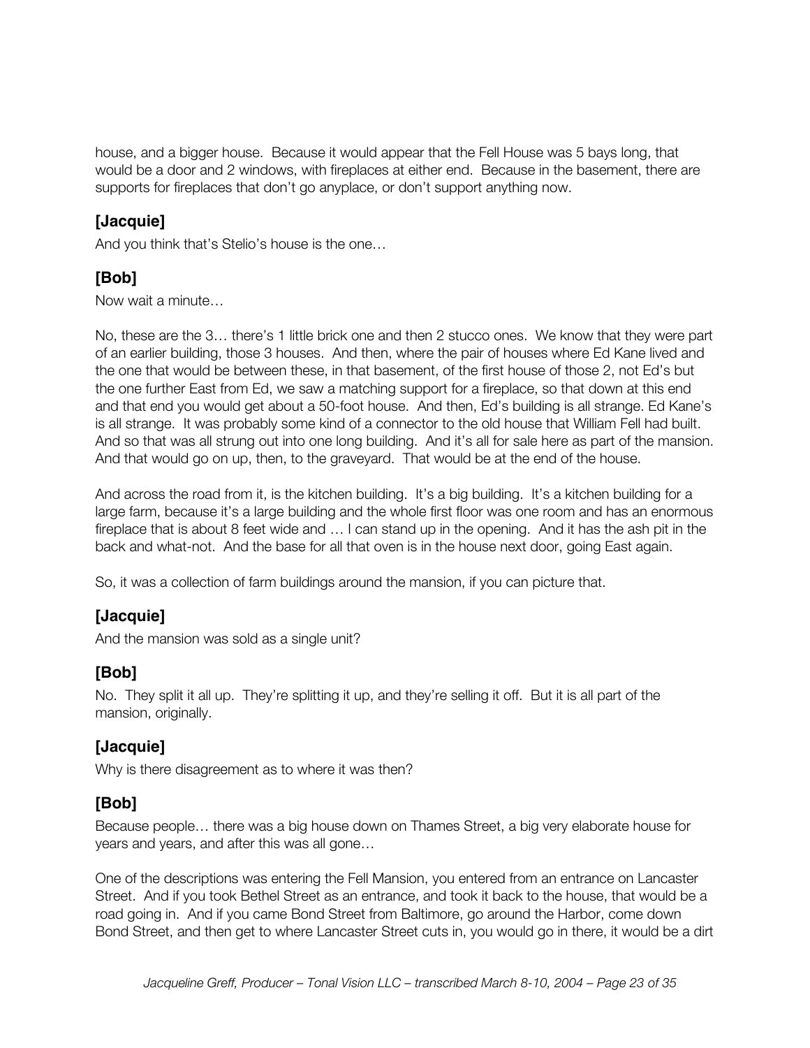house, and a bigger house. Because it would appear that the Fell House was 5 bays long, that would be a door and 2 windows, with fireplaces at either end. Because in the basement, there are supports for fireplaces that don't go anyplace, or don't support anything now.

### [Jacquie]

And you think that's Stelio's house is the one…

### [Bob]

Now wait a minute…

No, these are the 3… there's 1 little brick one and then 2 stucco ones. We know that they were part of an earlier building, those 3 houses. And then, where the pair of houses where Ed Kane lived and the one that would be between these, in that basement, of the first house of those 2, not Ed's but the one further East from Ed, we saw a matching support for a fireplace, so that down at this end and that end you would get about a 50-foot house. And then, Ed's building is all strange. Ed Kane's is all strange. It was probably some kind of a connector to the old house that William Fell had built. And so that was all strung out into one long building. And it's all for sale here as part of the mansion. And that would go on up, then, to the graveyard. That would be at the end of the house.

And across the road from it, is the kitchen building. It's a big building. It's a kitchen building for a large farm, because it's a large building and the whole first floor was one room and has an enormous fireplace that is about 8 feet wide and … I can stand up in the opening. And it has the ash pit in the back and what-not. And the base for all that oven is in the house next door, going East again.

So, it was a collection of farm buildings around the mansion, if you can picture that.

### [Jacquie]

And the mansion was sold as a single unit?

### [Bob]

No. They split it all up. They're splitting it up, and they're selling it off. But it is all part of the mansion, originally.

### [Jacquie]

Why is there disagreement as to where it was then?

### [Bob]

Because people… there was a big house down on Thames Street, a big very elaborate house for years and years, and after this was all gone…

One of the descriptions was entering the Fell Mansion, you entered from an entrance on Lancaster Street. And if you took Bethel Street as an entrance, and took it back to the house, that would be a road going in. And if you came Bond Street from Baltimore, go around the Harbor, come down Bond Street, and then get to where Lancaster Street cuts in, you would go in there, it would be a dirt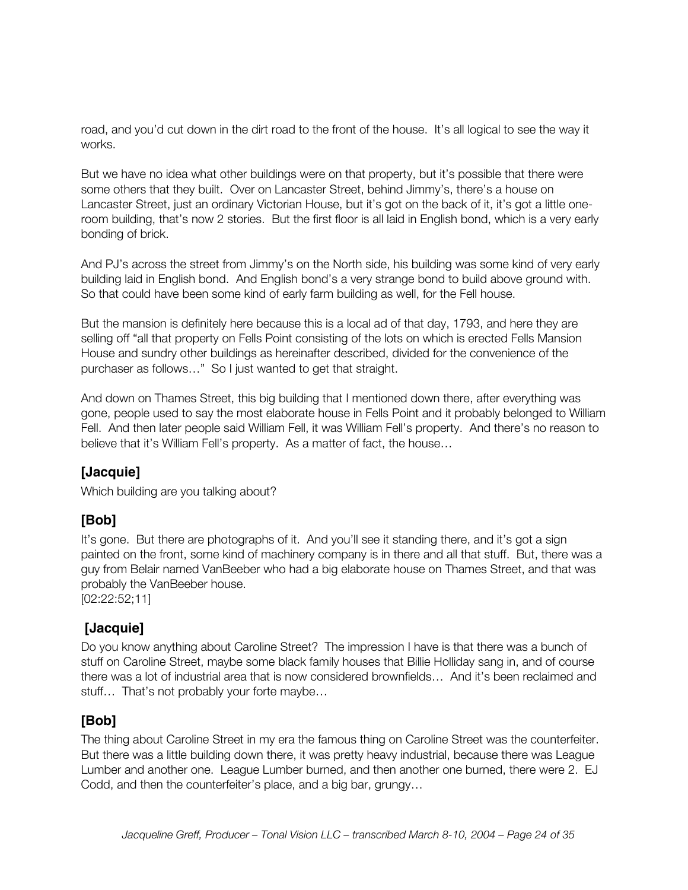road, and you'd cut down in the dirt road to the front of the house. It's all logical to see the way it works.

But we have no idea what other buildings were on that property, but it's possible that there were some others that they built. Over on Lancaster Street, behind Jimmy's, there's a house on Lancaster Street, just an ordinary Victorian House, but it's got on the back of it, it's got a little one-room building, that's now 2 stories. But the first floor is all laid in English bond, which is a very early bonding of brick.

And PJ's across the street from Jimmy's on the North side, his building was some kind of very early building laid in English bond. And English bond's a very strange bond to build above ground with. So that could have been some kind of early farm building as well, for the Fell house.

But the mansion is definitely here because this is a local ad of that day, 1793, and here they are selling off "all that property on Fells Point consisting of the lots on which is erected Fells Mansion House and sundry other buildings as hereinafter described, divided for the convenience of the purchaser as follows…" So I just wanted to get that straight.

And down on Thames Street, this big building that I mentioned down there, after everything was gone, people used to say the most elaborate house in Fells Point and it probably belonged to William Fell. And then later people said William Fell, it was William Fell's property. And there's no reason to believe that it's William Fell's property. As a matter of fact, the house…

## [Jacquie]

Which building are you talking about?

## [Bob]

It's gone. But there are photographs of it. And you'll see it standing there, and it's got a sign painted on the front, some kind of machinery company is in there and all that stuff. But, there was a guy from Belair named VanBeeber who had a big elaborate house on Thames Street, and that was probably the VanBeeber house.
[02:22:52;11]

## [Jacquie]

Do you know anything about Caroline Street? The impression I have is that there was a bunch of stuff on Caroline Street, maybe some black family houses that Billie Holliday sang in, and of course there was a lot of industrial area that is now considered brownfields… And it's been reclaimed and stuff… That's not probably your forte maybe…

## [Bob]

The thing about Caroline Street in my era the famous thing on Caroline Street was the counterfeiter. But there was a little building down there, it was pretty heavy industrial, because there was League Lumber and another one. League Lumber burned, and then another one burned, there were 2. EJ Codd, and then the counterfeiter's place, and a big bar, grungy…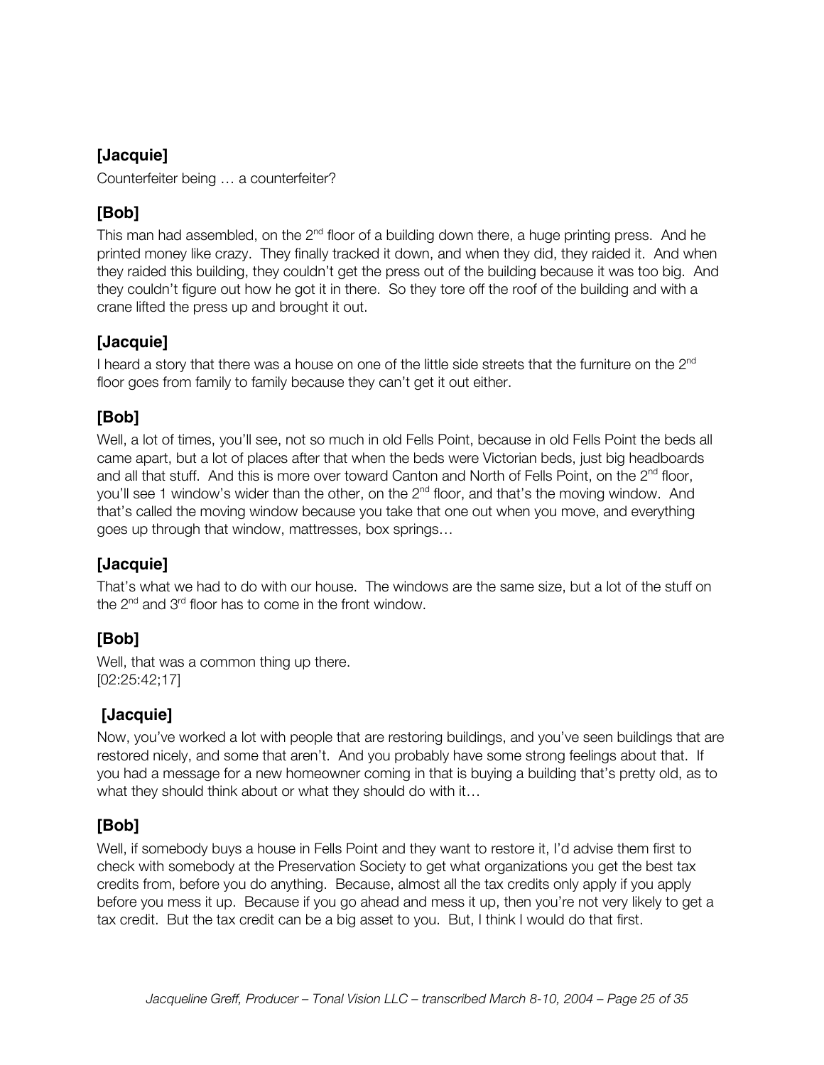### [Jacquie]

Counterfeiter being … a counterfeiter?

### [Bob]

This man had assembled, on the 2nd floor of a building down there, a huge printing press. And he printed money like crazy. They finally tracked it down, and when they did, they raided it. And when they raided this building, they couldn't get the press out of the building because it was too big. And they couldn't figure out how he got it in there. So they tore off the roof of the building and with a crane lifted the press up and brought it out.

### [Jacquie]

I heard a story that there was a house on one of the little side streets that the furniture on the 2nd floor goes from family to family because they can't get it out either.

### [Bob]

Well, a lot of times, you'll see, not so much in old Fells Point, because in old Fells Point the beds all came apart, but a lot of places after that when the beds were Victorian beds, just big headboards and all that stuff. And this is more over toward Canton and North of Fells Point, on the 2nd floor, you'll see 1 window's wider than the other, on the 2nd floor, and that's the moving window. And that's called the moving window because you take that one out when you move, and everything goes up through that window, mattresses, box springs…

### [Jacquie]

That's what we had to do with our house. The windows are the same size, but a lot of the stuff on the 2nd and 3rd floor has to come in the front window.

### [Bob]

Well, that was a common thing up there.
[02:25:42;17]

### [Jacquie]

Now, you've worked a lot with people that are restoring buildings, and you've seen buildings that are restored nicely, and some that aren't. And you probably have some strong feelings about that. If you had a message for a new homeowner coming in that is buying a building that's pretty old, as to what they should think about or what they should do with it…

### [Bob]

Well, if somebody buys a house in Fells Point and they want to restore it, I'd advise them first to check with somebody at the Preservation Society to get what organizations you get the best tax credits from, before you do anything. Because, almost all the tax credits only apply if you apply before you mess it up. Because if you go ahead and mess it up, then you're not very likely to get a tax credit. But the tax credit can be a big asset to you. But, I think I would do that first.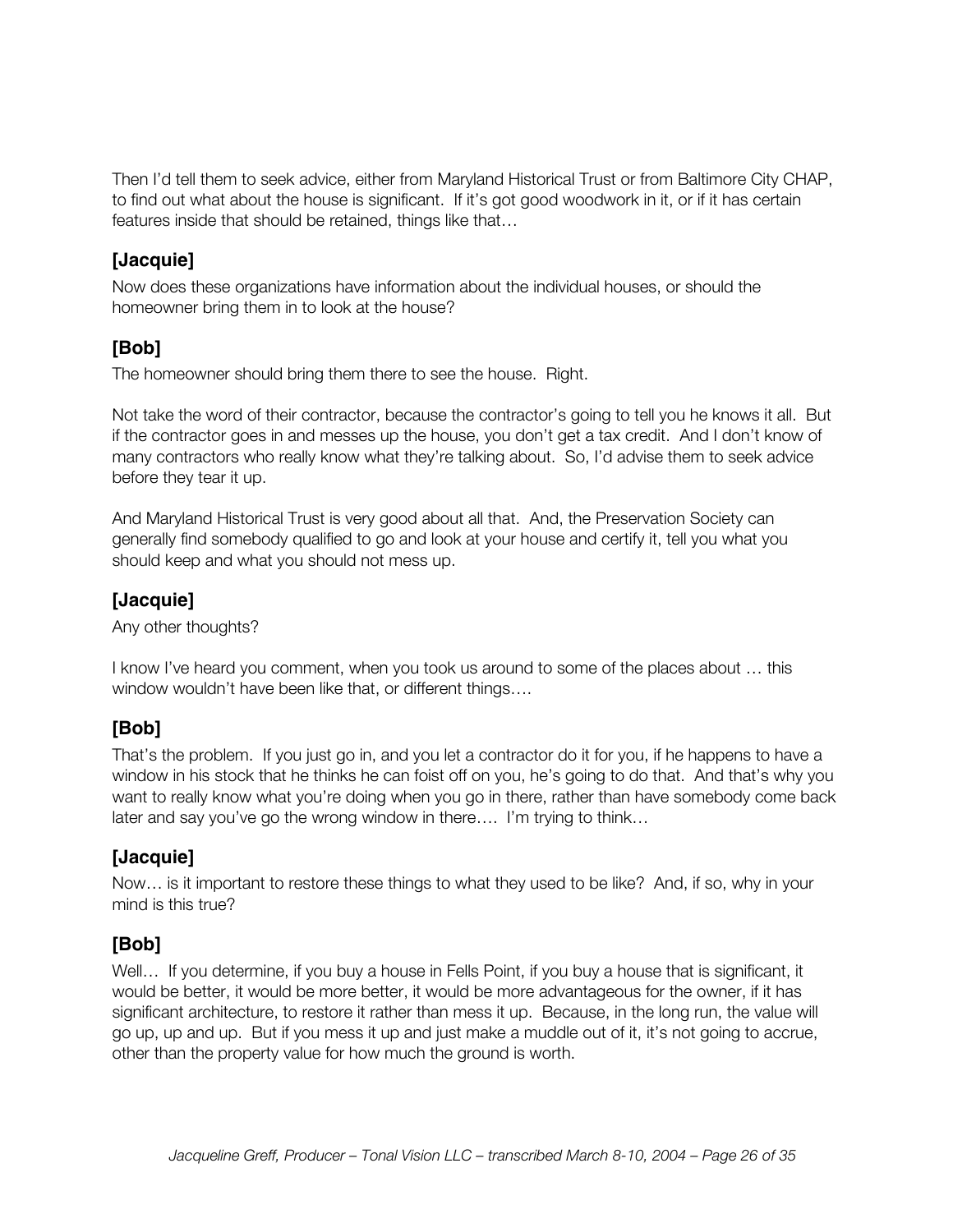Then I'd tell them to seek advice, either from Maryland Historical Trust or from Baltimore City CHAP, to find out what about the house is significant. If it's got good woodwork in it, or if it has certain features inside that should be retained, things like that…

### [Jacquie]

Now does these organizations have information about the individual houses, or should the homeowner bring them in to look at the house?

### [Bob]

The homeowner should bring them there to see the house. Right.

Not take the word of their contractor, because the contractor's going to tell you he knows it all. But if the contractor goes in and messes up the house, you don't get a tax credit. And I don't know of many contractors who really know what they're talking about. So, I'd advise them to seek advice before they tear it up.

And Maryland Historical Trust is very good about all that. And, the Preservation Society can generally find somebody qualified to go and look at your house and certify it, tell you what you should keep and what you should not mess up.

### [Jacquie]

Any other thoughts?

I know I've heard you comment, when you took us around to some of the places about … this window wouldn't have been like that, or different things….

### [Bob]

That's the problem. If you just go in, and you let a contractor do it for you, if he happens to have a window in his stock that he thinks he can foist off on you, he's going to do that. And that's why you want to really know what you're doing when you go in there, rather than have somebody come back later and say you've go the wrong window in there…. I'm trying to think…

### [Jacquie]

Now… is it important to restore these things to what they used to be like? And, if so, why in your mind is this true?

### [Bob]

Well… If you determine, if you buy a house in Fells Point, if you buy a house that is significant, it would be better, it would be more better, it would be more advantageous for the owner, if it has significant architecture, to restore it rather than mess it up. Because, in the long run, the value will go up, up and up. But if you mess it up and just make a muddle out of it, it's not going to accrue, other than the property value for how much the ground is worth.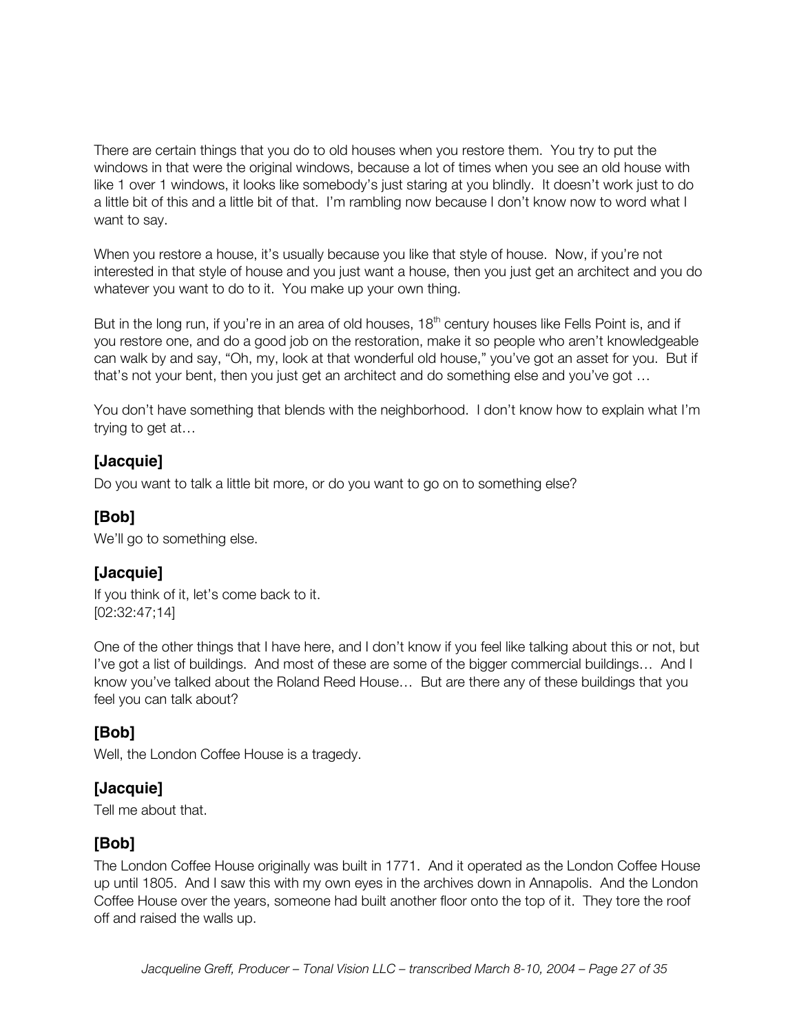There are certain things that you do to old houses when you restore them. You try to put the windows in that were the original windows, because a lot of times when you see an old house with like 1 over 1 windows, it looks like somebody's just staring at you blindly. It doesn't work just to do a little bit of this and a little bit of that. I'm rambling now because I don't know now to word what I want to say.

When you restore a house, it's usually because you like that style of house. Now, if you're not interested in that style of house and you just want a house, then you just get an architect and you do whatever you want to do to it. You make up your own thing.

But in the long run, if you're in an area of old houses, 18th century houses like Fells Point is, and if you restore one, and do a good job on the restoration, make it so people who aren't knowledgeable can walk by and say, "Oh, my, look at that wonderful old house," you've got an asset for you. But if that's not your bent, then you just get an architect and do something else and you've got …

You don't have something that blends with the neighborhood. I don't know how to explain what I'm trying to get at…

### [Jacquie]

Do you want to talk a little bit more, or do you want to go on to something else?

### [Bob]

We'll go to something else.

### [Jacquie]

If you think of it, let's come back to it.
[02:32:47;14]

One of the other things that I have here, and I don't know if you feel like talking about this or not, but I've got a list of buildings. And most of these are some of the bigger commercial buildings… And I know you've talked about the Roland Reed House… But are there any of these buildings that you feel you can talk about?

### [Bob]

Well, the London Coffee House is a tragedy.

### [Jacquie]

Tell me about that.

### [Bob]

The London Coffee House originally was built in 1771. And it operated as the London Coffee House up until 1805. And I saw this with my own eyes in the archives down in Annapolis. And the London Coffee House over the years, someone had built another floor onto the top of it. They tore the roof off and raised the walls up.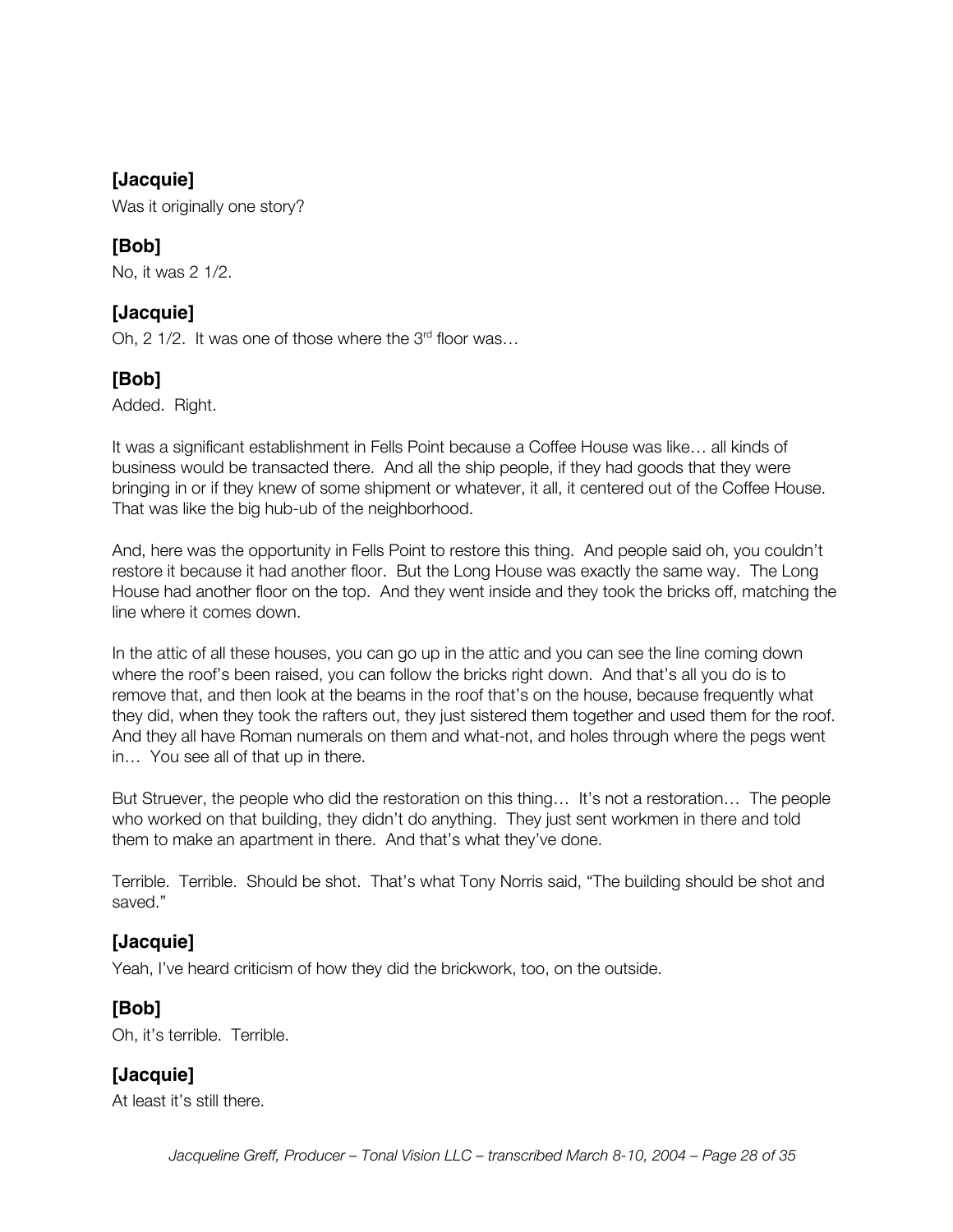**[Jacquie]**
Was it originally one story?

**[Bob]**
No, it was 2 1/2.

**[Jacquie]**
Oh, 2 1/2. It was one of those where the 3rd floor was…

**[Bob]**
Added. Right.

It was a significant establishment in Fells Point because a Coffee House was like… all kinds of business would be transacted there. And all the ship people, if they had goods that they were bringing in or if they knew of some shipment or whatever, it all, it centered out of the Coffee House. That was like the big hub-ub of the neighborhood.

And, here was the opportunity in Fells Point to restore this thing. And people said oh, you couldn't restore it because it had another floor. But the Long House was exactly the same way. The Long House had another floor on the top. And they went inside and they took the bricks off, matching the line where it comes down.

In the attic of all these houses, you can go up in the attic and you can see the line coming down where the roof's been raised, you can follow the bricks right down. And that's all you do is to remove that, and then look at the beams in the roof that's on the house, because frequently what they did, when they took the rafters out, they just sistered them together and used them for the roof. And they all have Roman numerals on them and what-not, and holes through where the pegs went in… You see all of that up in there.

But Struever, the people who did the restoration on this thing… It's not a restoration… The people who worked on that building, they didn't do anything. They just sent workmen in there and told them to make an apartment in there. And that's what they've done.

Terrible. Terrible. Should be shot. That's what Tony Norris said, "The building should be shot and saved."

**[Jacquie]**
Yeah, I've heard criticism of how they did the brickwork, too, on the outside.

**[Bob]**
Oh, it's terrible. Terrible.

**[Jacquie]**
At least it's still there.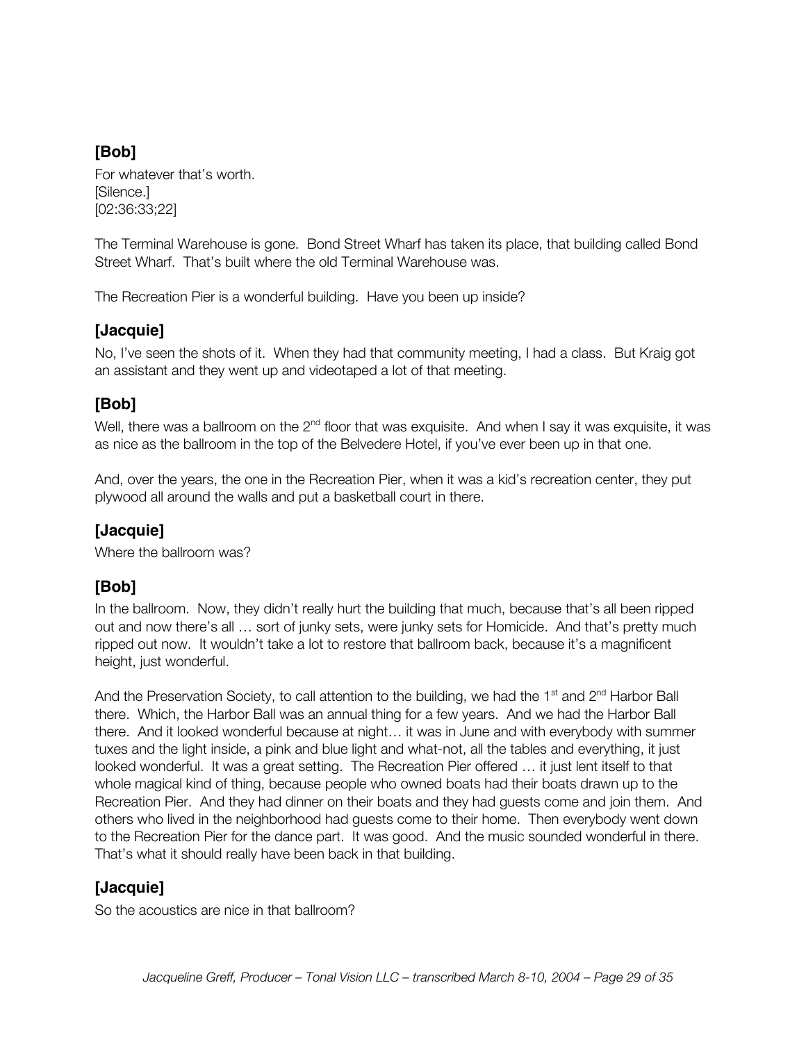### [Bob]

For whatever that's worth.
[Silence.]
[02:36:33;22]

The Terminal Warehouse is gone. Bond Street Wharf has taken its place, that building called Bond Street Wharf. That's built where the old Terminal Warehouse was.

The Recreation Pier is a wonderful building. Have you been up inside?

### [Jacquie]

No, I've seen the shots of it. When they had that community meeting, I had a class. But Kraig got an assistant and they went up and videotaped a lot of that meeting.

### [Bob]

Well, there was a ballroom on the 2nd floor that was exquisite. And when I say it was exquisite, it was as nice as the ballroom in the top of the Belvedere Hotel, if you've ever been up in that one.

And, over the years, the one in the Recreation Pier, when it was a kid's recreation center, they put plywood all around the walls and put a basketball court in there.

### [Jacquie]

Where the ballroom was?

### [Bob]

In the ballroom. Now, they didn't really hurt the building that much, because that's all been ripped out and now there's all … sort of junky sets, were junky sets for Homicide. And that's pretty much ripped out now. It wouldn't take a lot to restore that ballroom back, because it's a magnificent height, just wonderful.

And the Preservation Society, to call attention to the building, we had the 1st and 2nd Harbor Ball there. Which, the Harbor Ball was an annual thing for a few years. And we had the Harbor Ball there. And it looked wonderful because at night… it was in June and with everybody with summer tuxes and the light inside, a pink and blue light and what-not, all the tables and everything, it just looked wonderful. It was a great setting. The Recreation Pier offered … it just lent itself to that whole magical kind of thing, because people who owned boats had their boats drawn up to the Recreation Pier. And they had dinner on their boats and they had guests come and join them. And others who lived in the neighborhood had guests come to their home. Then everybody went down to the Recreation Pier for the dance part. It was good. And the music sounded wonderful in there. That's what it should really have been back in that building.

### [Jacquie]

So the acoustics are nice in that ballroom?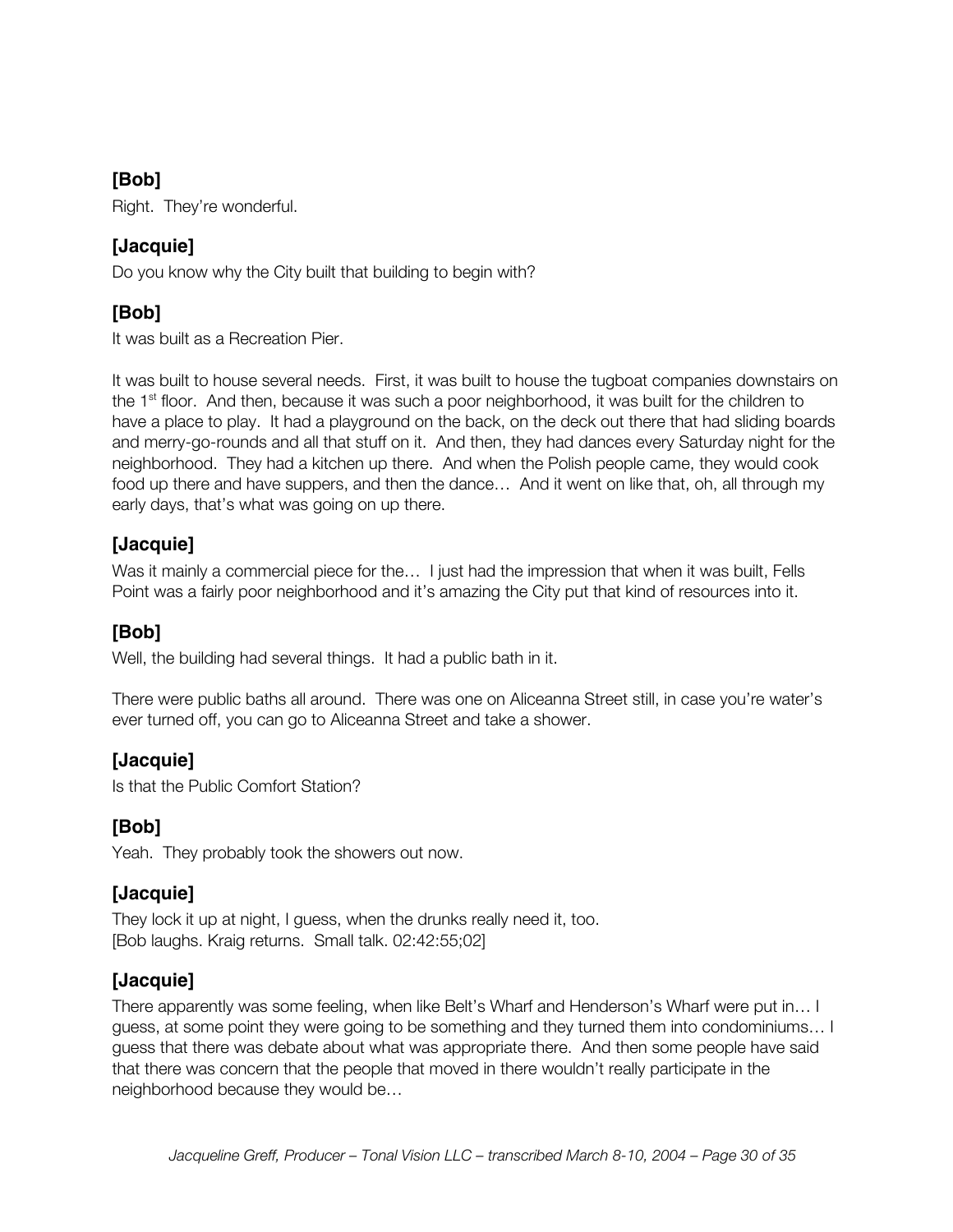**[Bob]**

Right. They're wonderful.

**[Jacquie]**

Do you know why the City built that building to begin with?

**[Bob]**

It was built as a Recreation Pier.

It was built to house several needs. First, it was built to house the tugboat companies downstairs on the 1st floor. And then, because it was such a poor neighborhood, it was built for the children to have a place to play. It had a playground on the back, on the deck out there that had sliding boards and merry-go-rounds and all that stuff on it. And then, they had dances every Saturday night for the neighborhood. They had a kitchen up there. And when the Polish people came, they would cook food up there and have suppers, and then the dance… And it went on like that, oh, all through my early days, that's what was going on up there.

**[Jacquie]**

Was it mainly a commercial piece for the… I just had the impression that when it was built, Fells Point was a fairly poor neighborhood and it's amazing the City put that kind of resources into it.

**[Bob]**

Well, the building had several things. It had a public bath in it.

There were public baths all around. There was one on Aliceanna Street still, in case you're water's ever turned off, you can go to Aliceanna Street and take a shower.

**[Jacquie]**

Is that the Public Comfort Station?

**[Bob]**

Yeah. They probably took the showers out now.

**[Jacquie]**

They lock it up at night, I guess, when the drunks really need it, too.
[Bob laughs. Kraig returns. Small talk. 02:42:55;02]

**[Jacquie]**

There apparently was some feeling, when like Belt's Wharf and Henderson's Wharf were put in… I guess, at some point they were going to be something and they turned them into condominiums… I guess that there was debate about what was appropriate there. And then some people have said that there was concern that the people that moved in there wouldn't really participate in the neighborhood because they would be…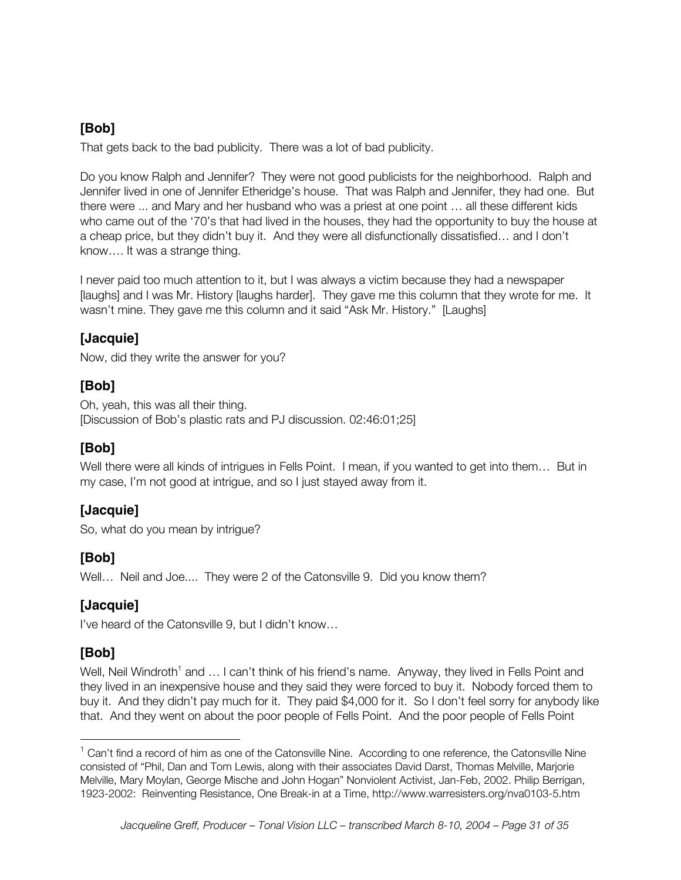**[Bob]**

That gets back to the bad publicity. There was a lot of bad publicity.

Do you know Ralph and Jennifer? They were not good publicists for the neighborhood. Ralph and Jennifer lived in one of Jennifer Etheridge's house. That was Ralph and Jennifer, they had one. But there were ... and Mary and her husband who was a priest at one point … all these different kids who came out of the '70's that had lived in the houses, they had the opportunity to buy the house at a cheap price, but they didn't buy it. And they were all disfunctionally dissatisfied… and I don't know…. It was a strange thing.

I never paid too much attention to it, but I was always a victim because they had a newspaper [laughs] and I was Mr. History [laughs harder]. They gave me this column that they wrote for me. It wasn't mine. They gave me this column and it said "Ask Mr. History." [Laughs]

**[Jacquie]**

Now, did they write the answer for you?

**[Bob]**

Oh, yeah, this was all their thing.
[Discussion of Bob's plastic rats and PJ discussion. 02:46:01;25]

**[Bob]**

Well there were all kinds of intrigues in Fells Point. I mean, if you wanted to get into them… But in my case, I'm not good at intrigue, and so I just stayed away from it.

**[Jacquie]**

So, what do you mean by intrigue?

**[Bob]**

Well… Neil and Joe.... They were 2 of the Catonsville 9. Did you know them?

**[Jacquie]**

I've heard of the Catonsville 9, but I didn't know…

**[Bob]**

Well, Neil Windroth[1] and … I can't think of his friend's name. Anyway, they lived in Fells Point and they lived in an inexpensive house and they said they were forced to buy it. Nobody forced them to buy it. And they didn't pay much for it. They paid $4,000 for it. So I don't feel sorry for anybody like that. And they went on about the poor people of Fells Point. And the poor people of Fells Point

---

[1] Can't find a record of him as one of the Catonsville Nine. According to one reference, the Catonsville Nine consisted of "Phil, Dan and Tom Lewis, along with their associates David Darst, Thomas Melville, Marjorie Melville, Mary Moylan, George Mische and John Hogan" Nonviolent Activist, Jan-Feb, 2002. Philip Berrigan, 1923-2002: Reinventing Resistance, One Break-in at a Time, http://www.warresisters.org/nva0103-5.htm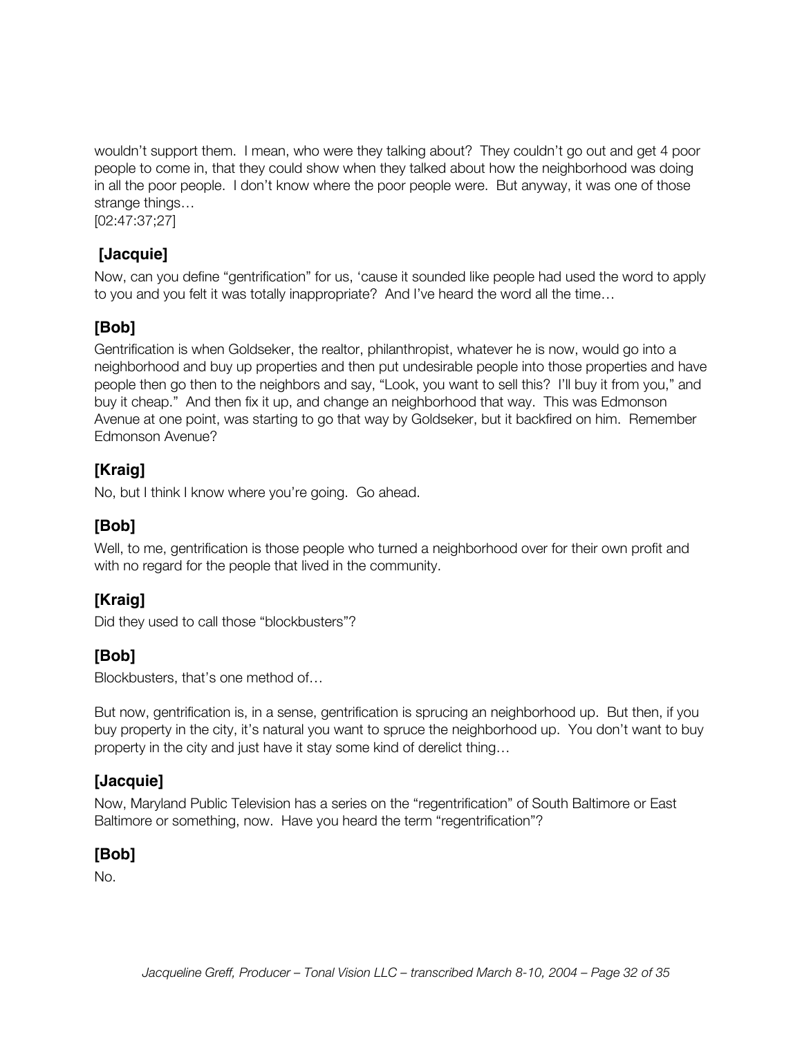wouldn't support them. I mean, who were they talking about? They couldn't go out and get 4 poor people to come in, that they could show when they talked about how the neighborhood was doing in all the poor people. I don't know where the poor people were. But anyway, it was one of those strange things…
[02:47:37;27]

### [Jacquie]

Now, can you define "gentrification" for us, 'cause it sounded like people had used the word to apply to you and you felt it was totally inappropriate? And I've heard the word all the time…

### [Bob]

Gentrification is when Goldseker, the realtor, philanthropist, whatever he is now, would go into a neighborhood and buy up properties and then put undesirable people into those properties and have people then go then to the neighbors and say, "Look, you want to sell this? I'll buy it from you," and buy it cheap." And then fix it up, and change an neighborhood that way. This was Edmonson Avenue at one point, was starting to go that way by Goldseker, but it backfired on him. Remember Edmonson Avenue?

### [Kraig]

No, but I think I know where you're going. Go ahead.

### [Bob]

Well, to me, gentrification is those people who turned a neighborhood over for their own profit and with no regard for the people that lived in the community.

### [Kraig]

Did they used to call those "blockbusters"?

### [Bob]

Blockbusters, that's one method of…

But now, gentrification is, in a sense, gentrification is sprucing an neighborhood up. But then, if you buy property in the city, it's natural you want to spruce the neighborhood up. You don't want to buy property in the city and just have it stay some kind of derelict thing…

### [Jacquie]

Now, Maryland Public Television has a series on the "regentrification" of South Baltimore or East Baltimore or something, now. Have you heard the term "regentrification"?

### [Bob]

No.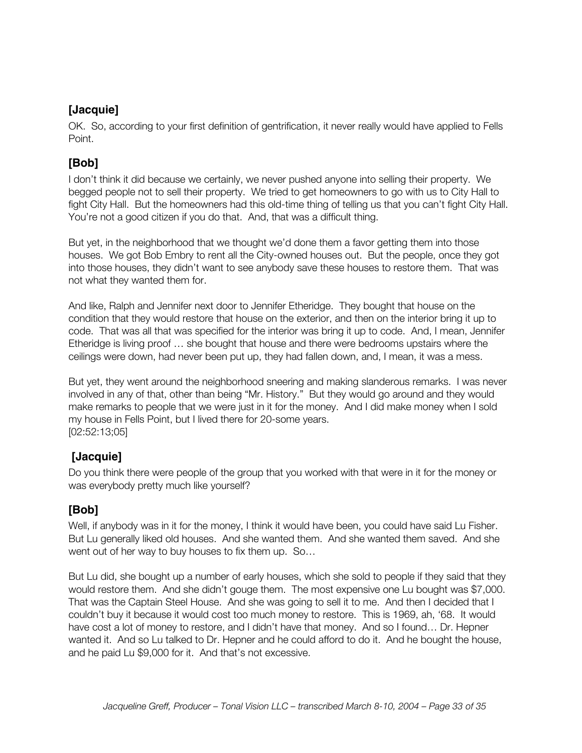### [Jacquie]

OK. So, according to your first definition of gentrification, it never really would have applied to Fells Point.

### [Bob]

I don't think it did because we certainly, we never pushed anyone into selling their property. We begged people not to sell their property. We tried to get homeowners to go with us to City Hall to fight City Hall. But the homeowners had this old-time thing of telling us that you can't fight City Hall. You're not a good citizen if you do that. And, that was a difficult thing.

But yet, in the neighborhood that we thought we'd done them a favor getting them into those houses. We got Bob Embry to rent all the City-owned houses out. But the people, once they got into those houses, they didn't want to see anybody save these houses to restore them. That was not what they wanted them for.

And like, Ralph and Jennifer next door to Jennifer Etheridge. They bought that house on the condition that they would restore that house on the exterior, and then on the interior bring it up to code. That was all that was specified for the interior was bring it up to code. And, I mean, Jennifer Etheridge is living proof … she bought that house and there were bedrooms upstairs where the ceilings were down, had never been put up, they had fallen down, and, I mean, it was a mess.

But yet, they went around the neighborhood sneering and making slanderous remarks. I was never involved in any of that, other than being "Mr. History." But they would go around and they would make remarks to people that we were just in it for the money. And I did make money when I sold my house in Fells Point, but I lived there for 20-some years.
[02:52:13;05]

### [Jacquie]

Do you think there were people of the group that you worked with that were in it for the money or was everybody pretty much like yourself?

### [Bob]

Well, if anybody was in it for the money, I think it would have been, you could have said Lu Fisher. But Lu generally liked old houses. And she wanted them. And she wanted them saved. And she went out of her way to buy houses to fix them up. So…

But Lu did, she bought up a number of early houses, which she sold to people if they said that they would restore them. And she didn't gouge them. The most expensive one Lu bought was $7,000. That was the Captain Steel House. And she was going to sell it to me. And then I decided that I couldn't buy it because it would cost too much money to restore. This is 1969, ah, '68. It would have cost a lot of money to restore, and I didn't have that money. And so I found… Dr. Hepner wanted it. And so Lu talked to Dr. Hepner and he could afford to do it. And he bought the house, and he paid Lu $9,000 for it. And that's not excessive.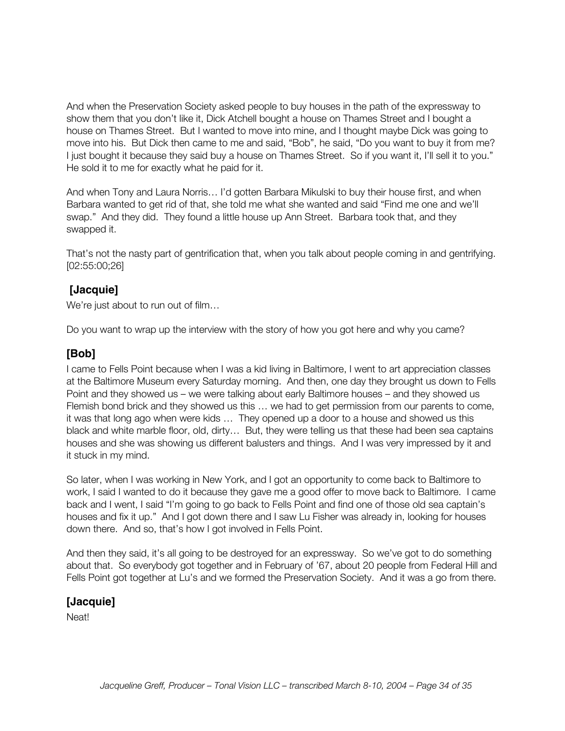And when the Preservation Society asked people to buy houses in the path of the expressway to show them that you don't like it, Dick Atchell bought a house on Thames Street and I bought a house on Thames Street. But I wanted to move into mine, and I thought maybe Dick was going to move into his. But Dick then came to me and said, "Bob", he said, "Do you want to buy it from me? I just bought it because they said buy a house on Thames Street. So if you want it, I'll sell it to you." He sold it to me for exactly what he paid for it.

And when Tony and Laura Norris… I'd gotten Barbara Mikulski to buy their house first, and when Barbara wanted to get rid of that, she told me what she wanted and said "Find me one and we'll swap." And they did. They found a little house up Ann Street. Barbara took that, and they swapped it.

That's not the nasty part of gentrification that, when you talk about people coming in and gentrifying. [02:55:00;26]

## [Jacquie]

We're just about to run out of film…

Do you want to wrap up the interview with the story of how you got here and why you came?

## [Bob]

I came to Fells Point because when I was a kid living in Baltimore, I went to art appreciation classes at the Baltimore Museum every Saturday morning. And then, one day they brought us down to Fells Point and they showed us – we were talking about early Baltimore houses – and they showed us Flemish bond brick and they showed us this … we had to get permission from our parents to come, it was that long ago when were kids … They opened up a door to a house and showed us this black and white marble floor, old, dirty… But, they were telling us that these had been sea captains houses and she was showing us different balusters and things. And I was very impressed by it and it stuck in my mind.

So later, when I was working in New York, and I got an opportunity to come back to Baltimore to work, I said I wanted to do it because they gave me a good offer to move back to Baltimore. I came back and I went, I said "I'm going to go back to Fells Point and find one of those old sea captain's houses and fix it up." And I got down there and I saw Lu Fisher was already in, looking for houses down there. And so, that's how I got involved in Fells Point.

And then they said, it's all going to be destroyed for an expressway. So we've got to do something about that. So everybody got together and in February of '67, about 20 people from Federal Hill and Fells Point got together at Lu's and we formed the Preservation Society. And it was a go from there.

## [Jacquie]

Neat!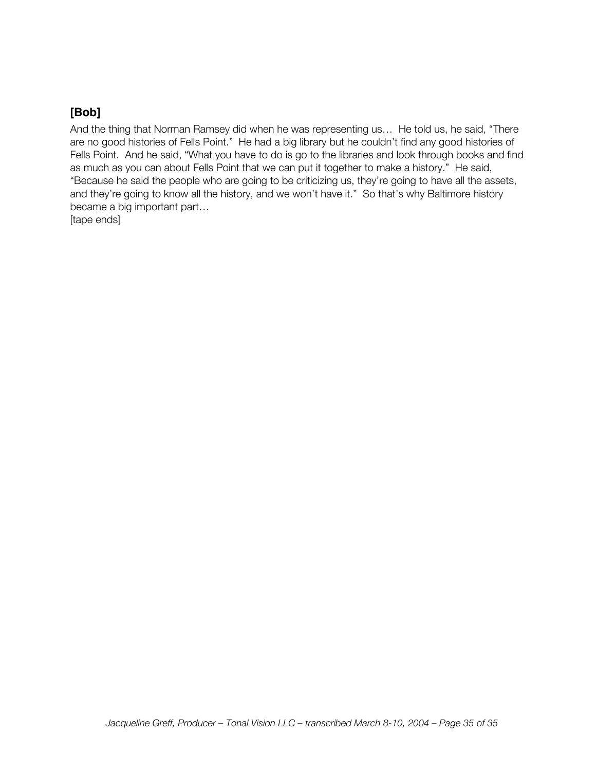**[Bob]**

And the thing that Norman Ramsey did when he was representing us… He told us, he said, "There are no good histories of Fells Point." He had a big library but he couldn't find any good histories of Fells Point. And he said, "What you have to do is go to the libraries and look through books and find as much as you can about Fells Point that we can put it together to make a history." He said, "Because he said the people who are going to be criticizing us, they're going to have all the assets, and they're going to know all the history, and we won't have it." So that's why Baltimore history became a big important part…
[tape ends]